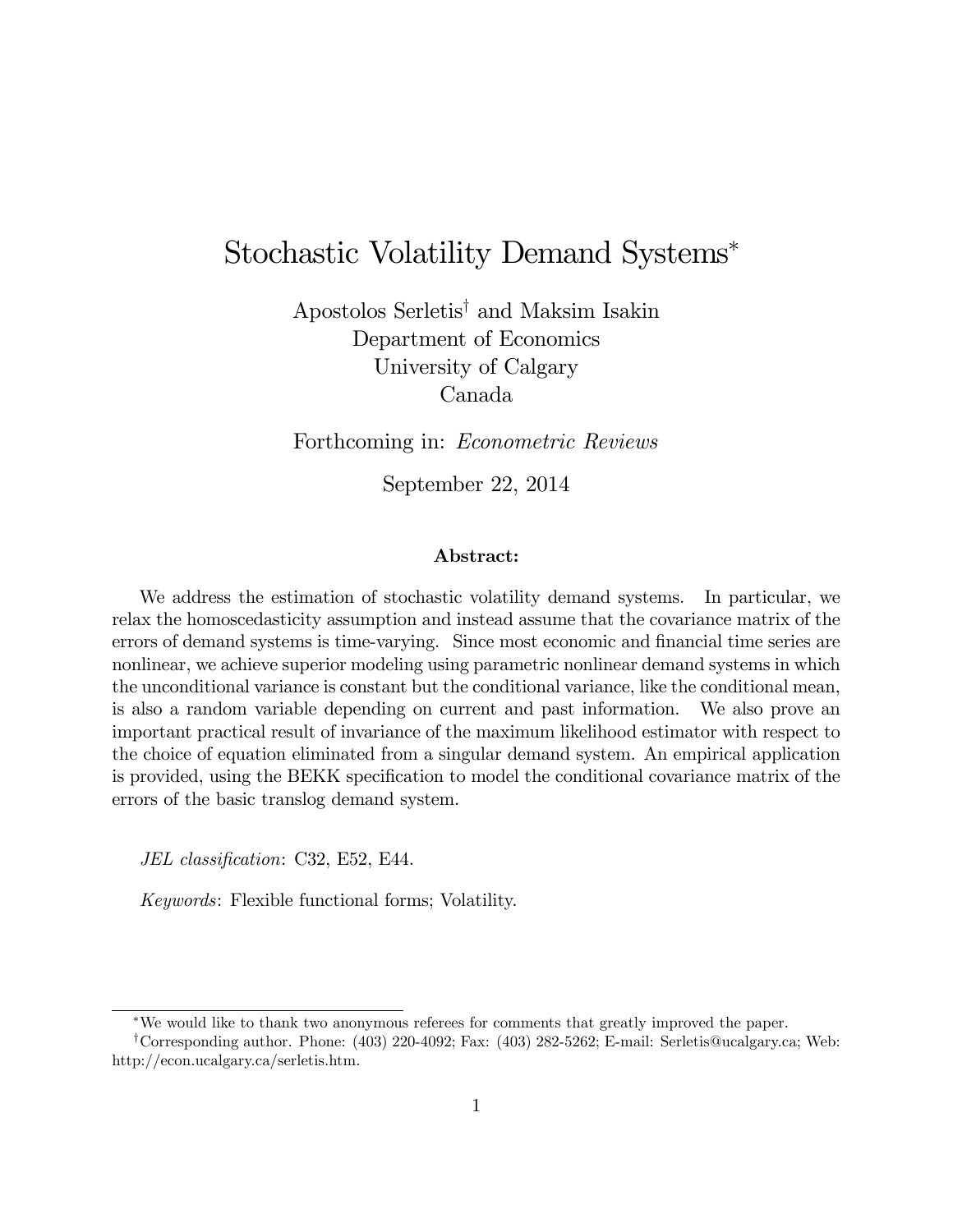# Stochastic Volatility Demand Systems[*]

Apostolos Serletis[†] and Maksim Isakin
Department of Economics
University of Calgary
Canada

Forthcoming in: *Econometric Reviews*

September 22, 2014

**Abstract:**

We address the estimation of stochastic volatility demand systems. In particular, we relax the homoscedasticity assumption and instead assume that the covariance matrix of the errors of demand systems is time-varying. Since most economic and financial time series are nonlinear, we achieve superior modeling using parametric nonlinear demand systems in which the unconditional variance is constant but the conditional variance, like the conditional mean, is also a random variable depending on current and past information. We also prove an important practical result of invariance of the maximum likelihood estimator with respect to the choice of equation eliminated from a singular demand system. An empirical application is provided, using the BEKK specification to model the conditional covariance matrix of the errors of the basic translog demand system.

*JEL classification*: C32, E52, E44.

*Keywords*: Flexible functional forms; Volatility.

---

[*] We would like to thank two anonymous referees for comments that greatly improved the paper.

[†] Corresponding author. Phone: (403) 220-4092; Fax: (403) 282-5262; E-mail: Serletis@ucalgary.ca; Web: http://econ.ucalgary.ca/serletis.htm.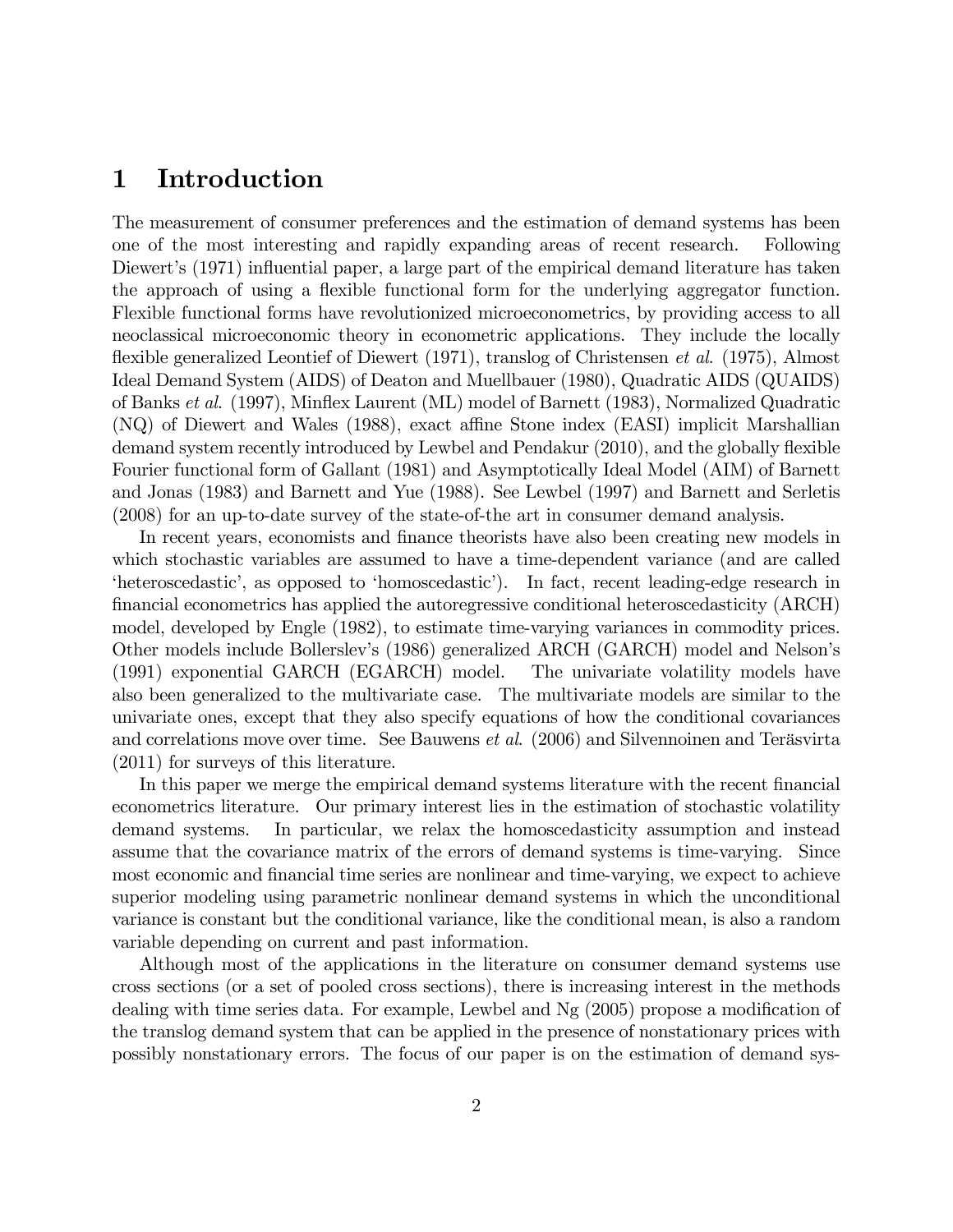# 1 Introduction

The measurement of consumer preferences and the estimation of demand systems has been one of the most interesting and rapidly expanding areas of recent research. Following Diewert's (1971) influential paper, a large part of the empirical demand literature has taken the approach of using a flexible functional form for the underlying aggregator function. Flexible functional forms have revolutionized microeconometrics, by providing access to all neoclassical microeconomic theory in econometric applications. They include the locally flexible generalized Leontief of Diewert (1971), translog of Christensen *et al*. (1975), Almost Ideal Demand System (AIDS) of Deaton and Muellbauer (1980), Quadratic AIDS (QUAIDS) of Banks *et al*. (1997), Minflex Laurent (ML) model of Barnett (1983), Normalized Quadratic (NQ) of Diewert and Wales (1988), exact affine Stone index (EASI) implicit Marshallian demand system recently introduced by Lewbel and Pendakur (2010), and the globally flexible Fourier functional form of Gallant (1981) and Asymptotically Ideal Model (AIM) of Barnett and Jonas (1983) and Barnett and Yue (1988). See Lewbel (1997) and Barnett and Serletis (2008) for an up-to-date survey of the state-of-the art in consumer demand analysis.

In recent years, economists and finance theorists have also been creating new models in which stochastic variables are assumed to have a time-dependent variance (and are called 'heteroscedastic', as opposed to 'homoscedastic'). In fact, recent leading-edge research in financial econometrics has applied the autoregressive conditional heteroscedasticity (ARCH) model, developed by Engle (1982), to estimate time-varying variances in commodity prices. Other models include Bollerslev's (1986) generalized ARCH (GARCH) model and Nelson's (1991) exponential GARCH (EGARCH) model. The univariate volatility models have also been generalized to the multivariate case. The multivariate models are similar to the univariate ones, except that they also specify equations of how the conditional covariances and correlations move over time. See Bauwens *et al*. (2006) and Silvennoinen and Teräsvirta (2011) for surveys of this literature.

In this paper we merge the empirical demand systems literature with the recent financial econometrics literature. Our primary interest lies in the estimation of stochastic volatility demand systems. In particular, we relax the homoscedasticity assumption and instead assume that the covariance matrix of the errors of demand systems is time-varying. Since most economic and financial time series are nonlinear and time-varying, we expect to achieve superior modeling using parametric nonlinear demand systems in which the unconditional variance is constant but the conditional variance, like the conditional mean, is also a random variable depending on current and past information.

Although most of the applications in the literature on consumer demand systems use cross sections (or a set of pooled cross sections), there is increasing interest in the methods dealing with time series data. For example, Lewbel and Ng (2005) propose a modification of the translog demand system that can be applied in the presence of nonstationary prices with possibly nonstationary errors. The focus of our paper is on the estimation of demand sys-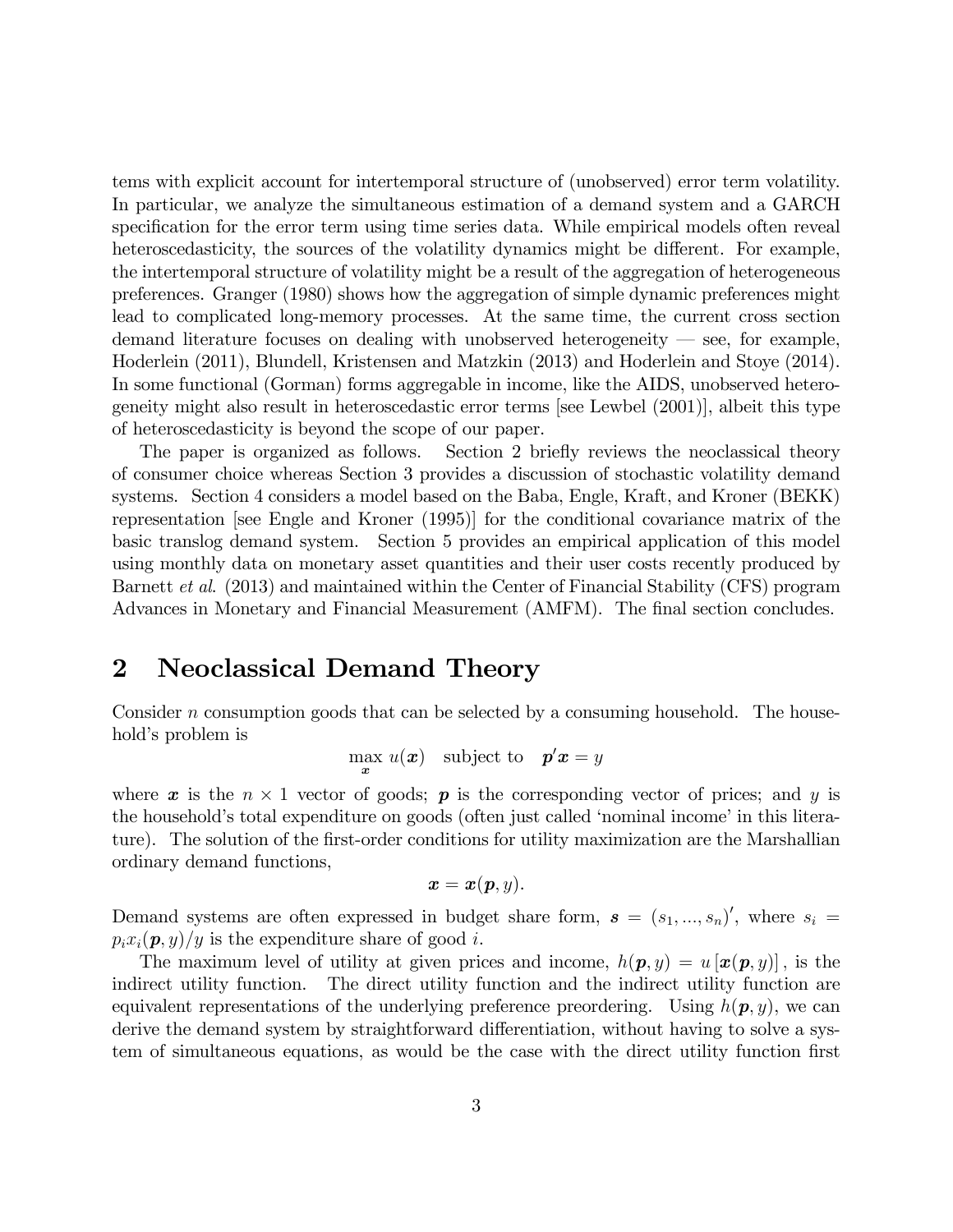tems with explicit account for intertemporal structure of (unobserved) error term volatility. In particular, we analyze the simultaneous estimation of a demand system and a GARCH specification for the error term using time series data. While empirical models often reveal heteroscedasticity, the sources of the volatility dynamics might be different. For example, the intertemporal structure of volatility might be a result of the aggregation of heterogeneous preferences. Granger (1980) shows how the aggregation of simple dynamic preferences might lead to complicated long-memory processes. At the same time, the current cross section demand literature focuses on dealing with unobserved heterogeneity — see, for example, Hoderlein (2011), Blundell, Kristensen and Matzkin (2013) and Hoderlein and Stoye (2014). In some functional (Gorman) forms aggregable in income, like the AIDS, unobserved heterogeneity might also result in heteroscedastic error terms [see Lewbel (2001)], albeit this type of heteroscedasticity is beyond the scope of our paper.

The paper is organized as follows. Section 2 briefly reviews the neoclassical theory of consumer choice whereas Section 3 provides a discussion of stochastic volatility demand systems. Section 4 considers a model based on the Baba, Engle, Kraft, and Kroner (BEKK) representation [see Engle and Kroner (1995)] for the conditional covariance matrix of the basic translog demand system. Section 5 provides an empirical application of this model using monthly data on monetary asset quantities and their user costs recently produced by Barnett *et al.* (2013) and maintained within the Center of Financial Stability (CFS) program Advances in Monetary and Financial Measurement (AMFM). The final section concludes.

## 2 Neoclassical Demand Theory

Consider $n$ consumption goods that can be selected by a consuming household. The household's problem is

$$\max_{\boldsymbol{x}} u(\boldsymbol{x}) \quad \text{subject to} \quad \boldsymbol{p}'\boldsymbol{x} = y$$

where $\boldsymbol{x}$ is the $n \times 1$ vector of goods; $\boldsymbol{p}$ is the corresponding vector of prices; and $y$ is the household's total expenditure on goods (often just called 'nominal income' in this literature). The solution of the first-order conditions for utility maximization are the Marshallian ordinary demand functions,

$$\boldsymbol{x} = \boldsymbol{x}(\boldsymbol{p}, y).$$

Demand systems are often expressed in budget share form, $\boldsymbol{s} = (s_1, ..., s_n)'$, where $s_i = p_i x_i(\boldsymbol{p}, y)/y$ is the expenditure share of good $i$.

The maximum level of utility at given prices and income, $h(\boldsymbol{p}, y) = u[\boldsymbol{x}(\boldsymbol{p}, y)]$, is the indirect utility function. The direct utility function and the indirect utility function are equivalent representations of the underlying preference preordering. Using $h(\boldsymbol{p}, y)$, we can derive the demand system by straightforward differentiation, without having to solve a system of simultaneous equations, as would be the case with the direct utility function first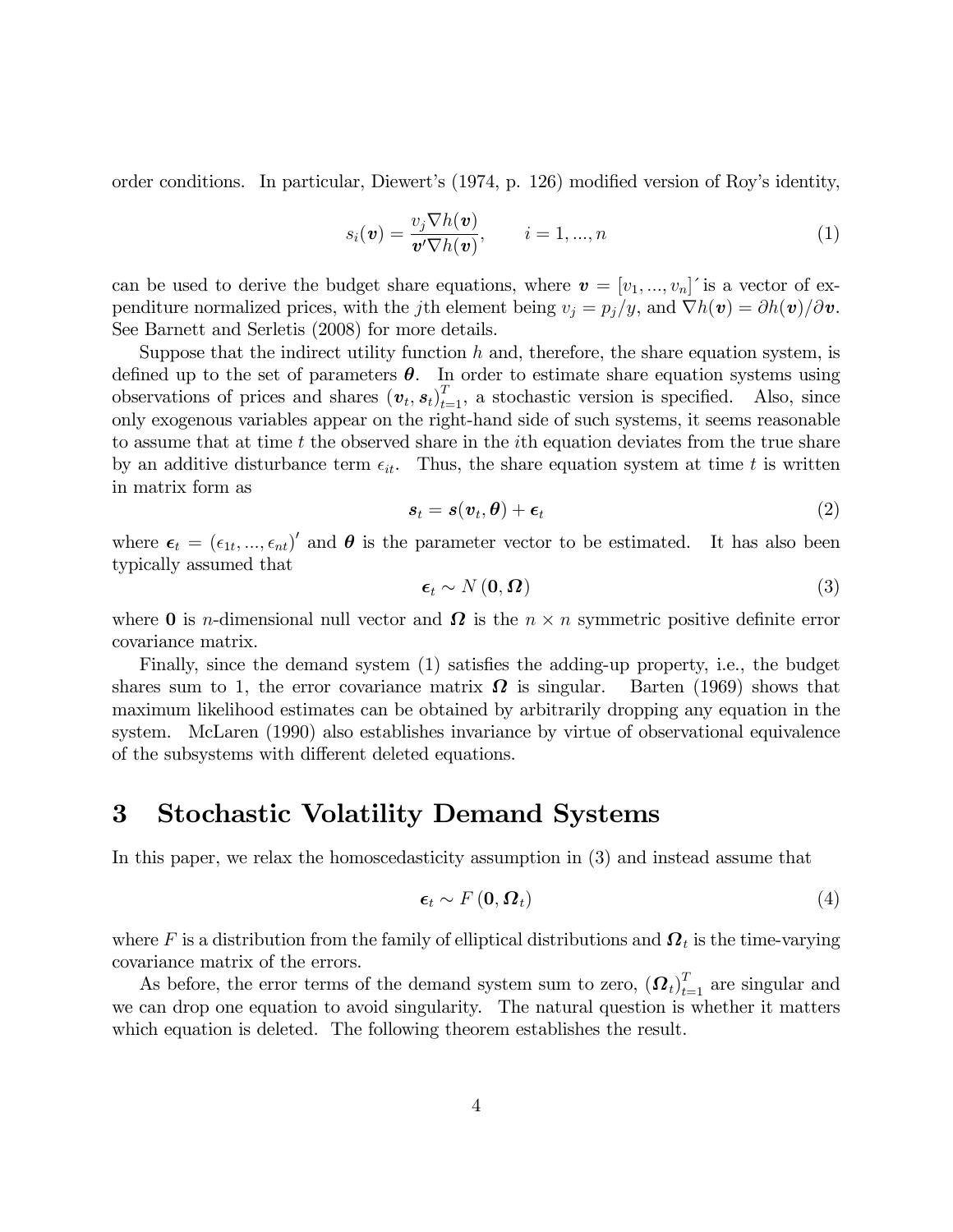order conditions. In particular, Diewert's (1974, p. 126) modified version of Roy's identity,

$$s_i(\boldsymbol{v}) = \frac{v_j \nabla h(\boldsymbol{v})}{\boldsymbol{v}' \nabla h(\boldsymbol{v})}, \qquad i = 1, ..., n \tag{1}$$

can be used to derive the budget share equations, where $\boldsymbol{v} = [v_1, ..., v_n]'$ is a vector of expenditure normalized prices, with the $j$th element being $v_j = p_j/y$, and $\nabla h(\boldsymbol{v}) = \partial h(\boldsymbol{v})/\partial \boldsymbol{v}$. See Barnett and Serletis (2008) for more details.

Suppose that the indirect utility function $h$ and, therefore, the share equation system, is defined up to the set of parameters $\boldsymbol{\theta}$. In order to estimate share equation systems using observations of prices and shares $(\boldsymbol{v}_t, \boldsymbol{s}_t)_{t=1}^T$, a stochastic version is specified. Also, since only exogenous variables appear on the right-hand side of such systems, it seems reasonable to assume that at time $t$ the observed share in the $i$th equation deviates from the true share by an additive disturbance term $\epsilon_{it}$. Thus, the share equation system at time $t$ is written in matrix form as

$$\boldsymbol{s}_t = \boldsymbol{s}(\boldsymbol{v}_t, \boldsymbol{\theta}) + \boldsymbol{\epsilon}_t \tag{2}$$

where $\boldsymbol{\epsilon}_t = (\epsilon_{1t}, ..., \epsilon_{nt})'$ and $\boldsymbol{\theta}$ is the parameter vector to be estimated. It has also been typically assumed that

$$\boldsymbol{\epsilon}_t \sim N(\boldsymbol{0}, \boldsymbol{\Omega}) \tag{3}$$

where $\boldsymbol{0}$ is $n$-dimensional null vector and $\boldsymbol{\Omega}$ is the $n \times n$ symmetric positive definite error covariance matrix.

Finally, since the demand system (1) satisfies the adding-up property, i.e., the budget shares sum to 1, the error covariance matrix $\boldsymbol{\Omega}$ is singular. Barten (1969) shows that maximum likelihood estimates can be obtained by arbitrarily dropping any equation in the system. McLaren (1990) also establishes invariance by virtue of observational equivalence of the subsystems with different deleted equations.

# 3 Stochastic Volatility Demand Systems

In this paper, we relax the homoscedasticity assumption in (3) and instead assume that

$$\boldsymbol{\epsilon}_t \sim F(\boldsymbol{0}, \boldsymbol{\Omega}_t) \tag{4}$$

where $F$ is a distribution from the family of elliptical distributions and $\boldsymbol{\Omega}_t$ is the time-varying covariance matrix of the errors.

As before, the error terms of the demand system sum to zero, $(\boldsymbol{\Omega}_t)_{t=1}^T$ are singular and we can drop one equation to avoid singularity. The natural question is whether it matters which equation is deleted. The following theorem establishes the result.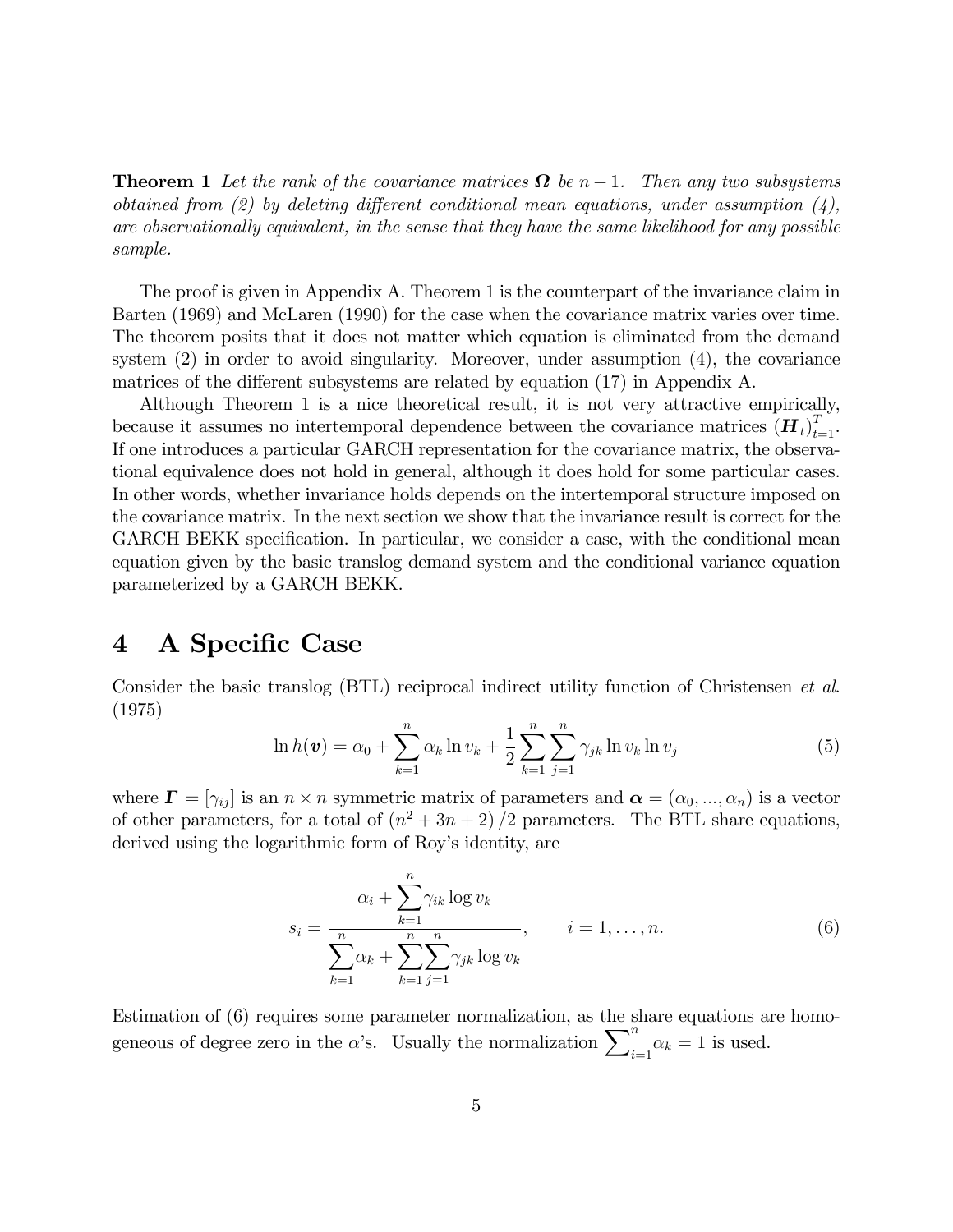**Theorem 1** *Let the rank of the covariance matrices $\boldsymbol{\Omega}$ be $n-1$. Then any two subsystems obtained from (2) by deleting different conditional mean equations, under assumption (4), are observationally equivalent, in the sense that they have the same likelihood for any possible sample.*

The proof is given in Appendix A. Theorem 1 is the counterpart of the invariance claim in Barten (1969) and McLaren (1990) for the case when the covariance matrix varies over time. The theorem posits that it does not matter which equation is eliminated from the demand system (2) in order to avoid singularity. Moreover, under assumption (4), the covariance matrices of the different subsystems are related by equation (17) in Appendix A.

Although Theorem 1 is a nice theoretical result, it is not very attractive empirically, because it assumes no intertemporal dependence between the covariance matrices $(\boldsymbol{H}_t)_{t=1}^{T}$. If one introduces a particular GARCH representation for the covariance matrix, the observational equivalence does not hold in general, although it does hold for some particular cases. In other words, whether invariance holds depends on the intertemporal structure imposed on the covariance matrix. In the next section we show that the invariance result is correct for the GARCH BEKK specification. In particular, we consider a case, with the conditional mean equation given by the basic translog demand system and the conditional variance equation parameterized by a GARCH BEKK.

# 4 A Specific Case

Consider the basic translog (BTL) reciprocal indirect utility function of Christensen *et al.* (1975)

$$\ln h(\boldsymbol{v}) = \alpha_0 + \sum_{k=1}^{n} \alpha_k \ln v_k + \frac{1}{2} \sum_{k=1}^{n} \sum_{j=1}^{n} \gamma_{jk} \ln v_k \ln v_j \tag{5}$$

where $\boldsymbol{\Gamma} = [\gamma_{ij}]$ is an $n \times n$ symmetric matrix of parameters and $\boldsymbol{\alpha} = (\alpha_0, ..., \alpha_n)$ is a vector of other parameters, for a total of $(n^2 + 3n + 2)/2$ parameters. The BTL share equations, derived using the logarithmic form of Roy's identity, are

$$s_i = \frac{\alpha_i + \sum_{k=1}^{n} \gamma_{ik} \log v_k}{\sum_{k=1}^{n} \alpha_k + \sum_{k=1}^{n} \sum_{j=1}^{n} \gamma_{jk} \log v_k}, \qquad i = 1, \ldots, n. \tag{6}$$

Estimation of (6) requires some parameter normalization, as the share equations are homogeneous of degree zero in the $\alpha$'s. Usually the normalization $\sum_{i=1}^{n} \alpha_k = 1$ is used.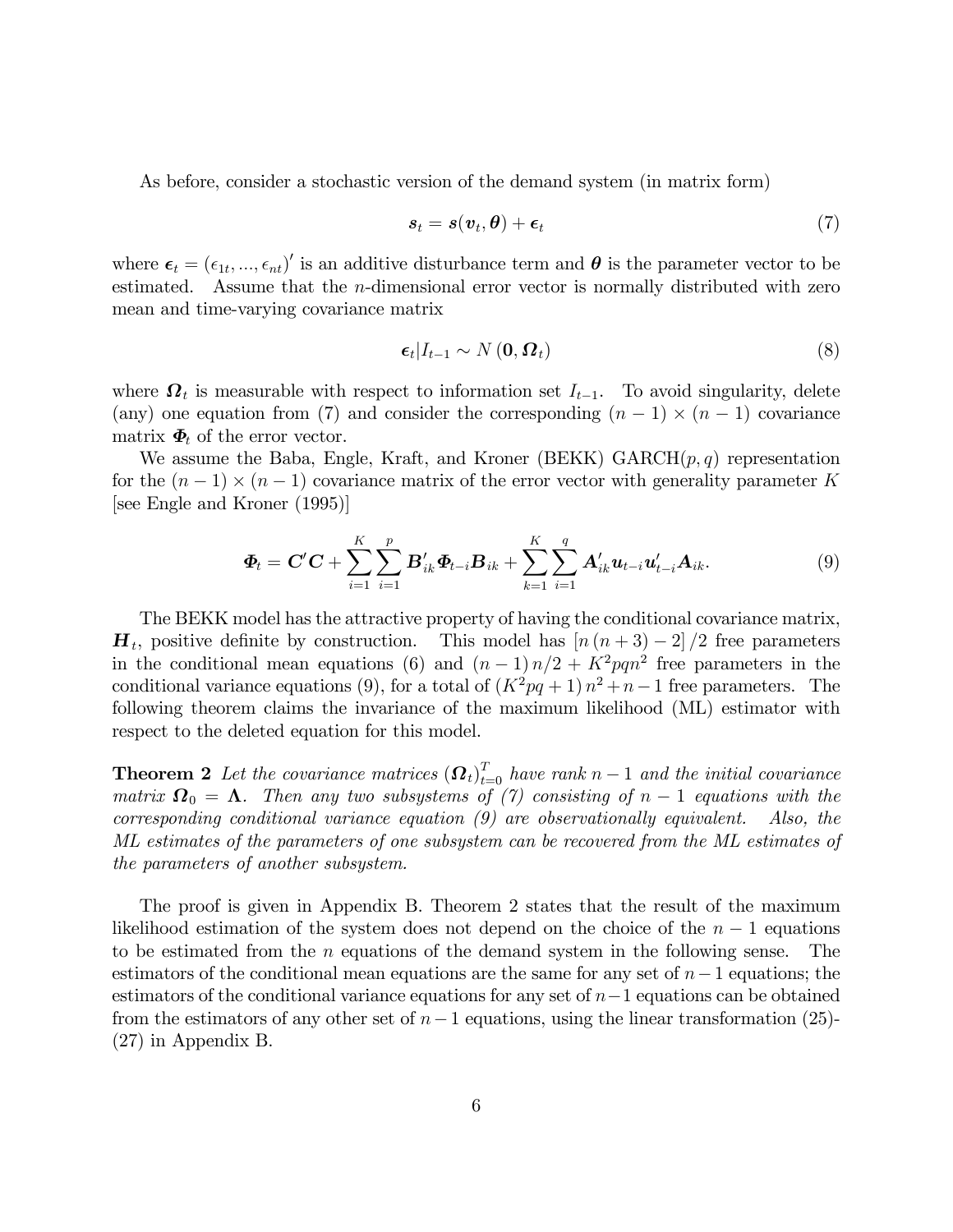As before, consider a stochastic version of the demand system (in matrix form)

$$\boldsymbol{s}_t = \boldsymbol{s}(\boldsymbol{v}_t, \boldsymbol{\theta}) + \boldsymbol{\epsilon}_t \tag{7}$$

where $\boldsymbol{\epsilon}_t = (\epsilon_{1t}, ..., \epsilon_{nt})'$ is an additive disturbance term and $\boldsymbol{\theta}$ is the parameter vector to be estimated. Assume that the $n$-dimensional error vector is normally distributed with zero mean and time-varying covariance matrix

$$\boldsymbol{\epsilon}_t | I_{t-1} \sim N\left(\boldsymbol{0}, \boldsymbol{\Omega}_t\right) \tag{8}$$

where $\boldsymbol{\Omega}_t$ is measurable with respect to information set $I_{t-1}$. To avoid singularity, delete (any) one equation from (7) and consider the corresponding $(n-1) \times (n-1)$ covariance matrix $\boldsymbol{\Phi}_t$ of the error vector.

We assume the Baba, Engle, Kraft, and Kroner (BEKK) GARCH($p, q$) representation for the $(n-1) \times (n-1)$ covariance matrix of the error vector with generality parameter $K$ [see Engle and Kroner (1995)]

$$\boldsymbol{\Phi}_t = \boldsymbol{C}'\boldsymbol{C} + \sum_{i=1}^{K}\sum_{i=1}^{p} \boldsymbol{B}'_{ik}\boldsymbol{\Phi}_{t-i}\boldsymbol{B}_{ik} + \sum_{k=1}^{K}\sum_{i=1}^{q} \boldsymbol{A}'_{ik}\boldsymbol{u}_{t-i}\boldsymbol{u}'_{t-i}\boldsymbol{A}_{ik}. \tag{9}$$

The BEKK model has the attractive property of having the conditional covariance matrix, $\boldsymbol{H}_t$, positive definite by construction. This model has $[n(n+3)-2]/2$ free parameters in the conditional mean equations (6) and $(n-1)n/2 + K^2pqn^2$ free parameters in the conditional variance equations (9), for a total of $(K^2pq+1)n^2 + n - 1$ free parameters. The following theorem claims the invariance of the maximum likelihood (ML) estimator with respect to the deleted equation for this model.

**Theorem 2** *Let the covariance matrices* $(\boldsymbol{\Omega}_t)_{t=0}^{T}$ *have rank* $n-1$ *and the initial covariance matrix* $\boldsymbol{\Omega}_0 = \boldsymbol{\Lambda}$. *Then any two subsystems of (7) consisting of* $n-1$ *equations with the corresponding conditional variance equation (9) are observationally equivalent. Also, the ML estimates of the parameters of one subsystem can be recovered from the ML estimates of the parameters of another subsystem.*

The proof is given in Appendix B. Theorem 2 states that the result of the maximum likelihood estimation of the system does not depend on the choice of the $n-1$ equations to be estimated from the $n$ equations of the demand system in the following sense. The estimators of the conditional mean equations are the same for any set of $n-1$ equations; the estimators of the conditional variance equations for any set of $n-1$ equations can be obtained from the estimators of any other set of $n-1$ equations, using the linear transformation (25)-(27) in Appendix B.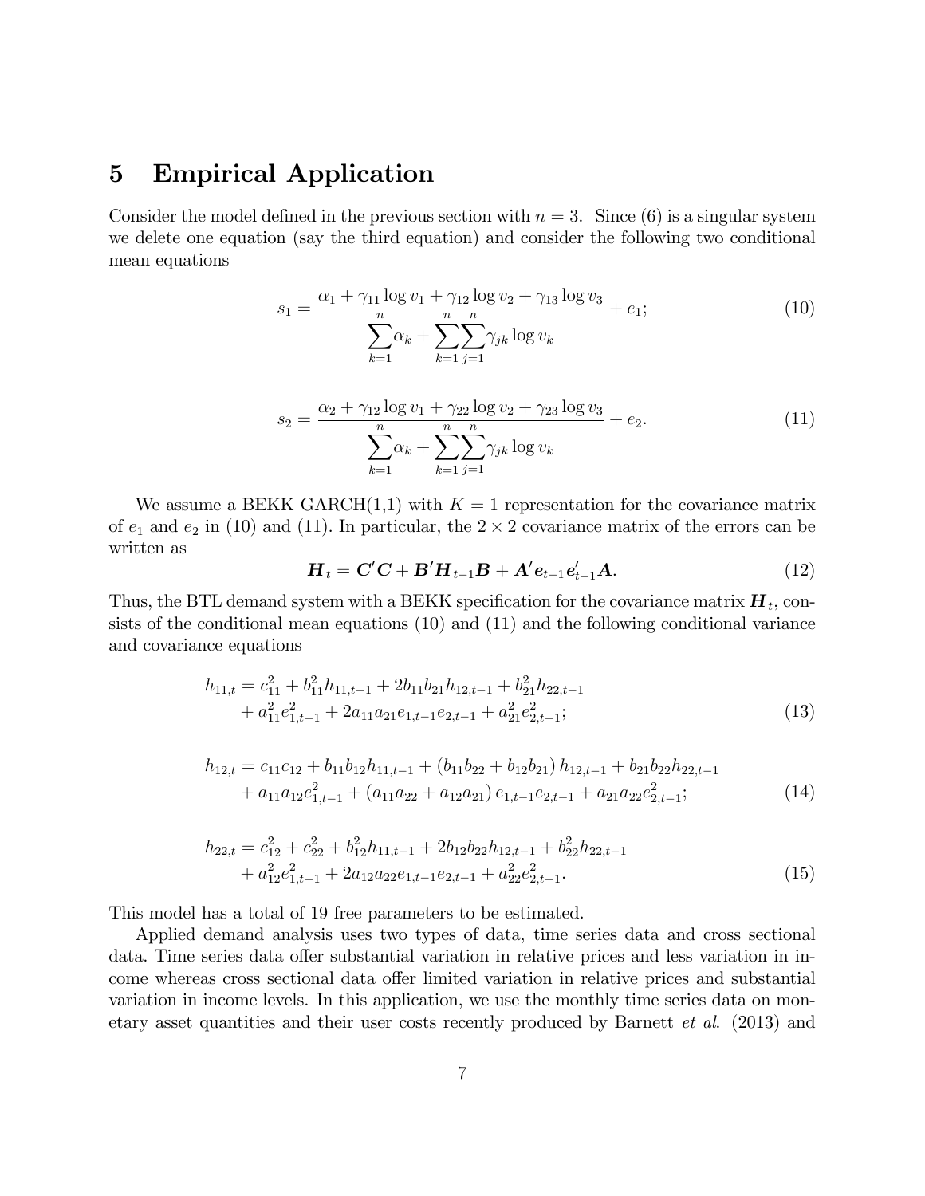# 5 Empirical Application

Consider the model defined in the previous section with $n = 3$. Since (6) is a singular system we delete one equation (say the third equation) and consider the following two conditional mean equations

$$s_1 = \frac{\alpha_1 + \gamma_{11} \log v_1 + \gamma_{12} \log v_2 + \gamma_{13} \log v_3}{\sum_{k=1}^{n} \alpha_k + \sum_{k=1}^{n} \sum_{j=1}^{n} \gamma_{jk} \log v_k} + e_1; \tag{10}$$

$$s_2 = \frac{\alpha_2 + \gamma_{12} \log v_1 + \gamma_{22} \log v_2 + \gamma_{23} \log v_3}{\sum_{k=1}^{n} \alpha_k + \sum_{k=1}^{n} \sum_{j=1}^{n} \gamma_{jk} \log v_k} + e_2. \tag{11}$$

We assume a BEKK GARCH(1,1) with $K = 1$ representation for the covariance matrix of $e_1$ and $e_2$ in (10) and (11). In particular, the $2 \times 2$ covariance matrix of the errors can be written as

$$\boldsymbol{H}_t = \boldsymbol{C}'\boldsymbol{C} + \boldsymbol{B}'\boldsymbol{H}_{t-1}\boldsymbol{B} + \boldsymbol{A}'\boldsymbol{e}_{t-1}\boldsymbol{e}_{t-1}'\boldsymbol{A}. \tag{12}$$

Thus, the BTL demand system with a BEKK specification for the covariance matrix $\boldsymbol{H}_t$, consists of the conditional mean equations (10) and (11) and the following conditional variance and covariance equations

$$\begin{aligned} h_{11,t} &= c_{11}^2 + b_{11}^2 h_{11,t-1} + 2b_{11}b_{21}h_{12,t-1} + b_{21}^2 h_{22,t-1} \\ &\quad + a_{11}^2 e_{1,t-1}^2 + 2a_{11}a_{21}e_{1,t-1}e_{2,t-1} + a_{21}^2 e_{2,t-1}^2; \end{aligned} \tag{13}$$

$$\begin{aligned} h_{12,t} &= c_{11}c_{12} + b_{11}b_{12}h_{11,t-1} + (b_{11}b_{22} + b_{12}b_{21})\, h_{12,t-1} + b_{21}b_{22}h_{22,t-1} \\ &\quad + a_{11}a_{12}e_{1,t-1}^2 + (a_{11}a_{22} + a_{12}a_{21})\, e_{1,t-1}e_{2,t-1} + a_{21}a_{22}e_{2,t-1}^2; \end{aligned} \tag{14}$$

$$\begin{aligned} h_{22,t} &= c_{12}^2 + c_{22}^2 + b_{12}^2 h_{11,t-1} + 2b_{12}b_{22}h_{12,t-1} + b_{22}^2 h_{22,t-1} \\ &\quad + a_{12}^2 e_{1,t-1}^2 + 2a_{12}a_{22}e_{1,t-1}e_{2,t-1} + a_{22}^2 e_{2,t-1}^2. \end{aligned} \tag{15}$$

This model has a total of 19 free parameters to be estimated.

Applied demand analysis uses two types of data, time series data and cross sectional data. Time series data offer substantial variation in relative prices and less variation in income whereas cross sectional data offer limited variation in relative prices and substantial variation in income levels. In this application, we use the monthly time series data on monetary asset quantities and their user costs recently produced by Barnett *et al*. (2013) and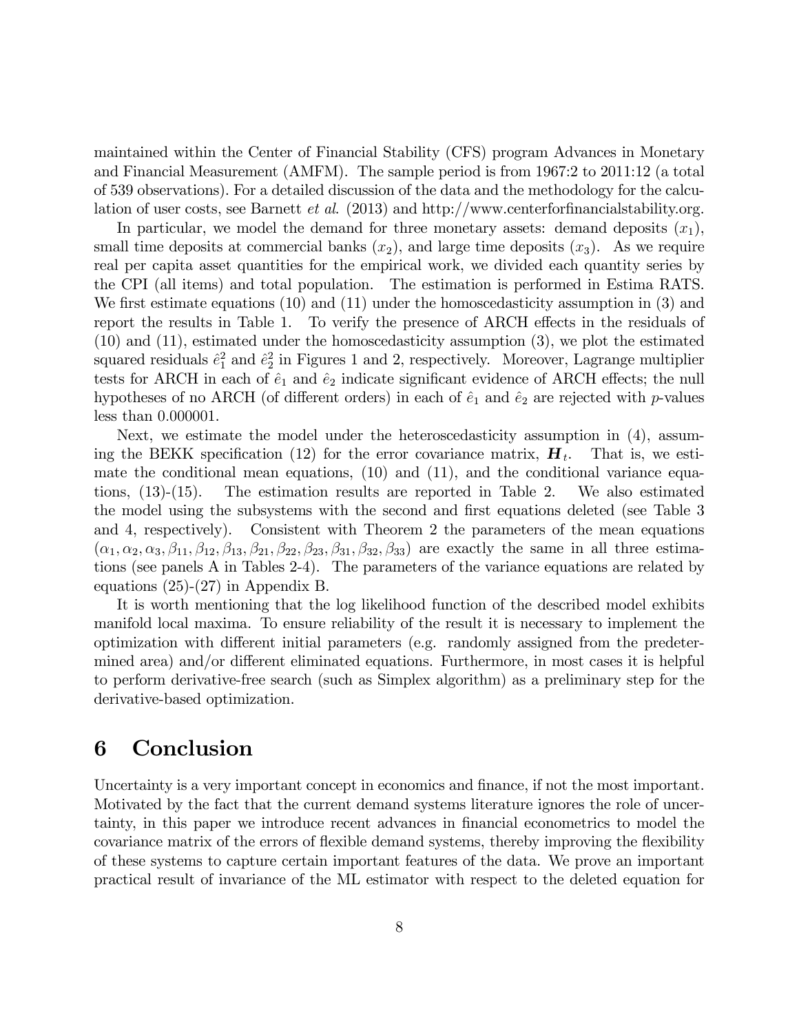maintained within the Center of Financial Stability (CFS) program Advances in Monetary and Financial Measurement (AMFM). The sample period is from 1967:2 to 2011:12 (a total of 539 observations). For a detailed discussion of the data and the methodology for the calculation of user costs, see Barnett *et al.* (2013) and http://www.centerforfinancialstability.org.

In particular, we model the demand for three monetary assets: demand deposits ($x_1$), small time deposits at commercial banks ($x_2$), and large time deposits ($x_3$). As we require real per capita asset quantities for the empirical work, we divided each quantity series by the CPI (all items) and total population. The estimation is performed in Estima RATS. We first estimate equations (10) and (11) under the homoscedasticity assumption in (3) and report the results in Table 1. To verify the presence of ARCH effects in the residuals of (10) and (11), estimated under the homoscedasticity assumption (3), we plot the estimated squared residuals $\hat{e}_1^2$ and $\hat{e}_2^2$ in Figures 1 and 2, respectively. Moreover, Lagrange multiplier tests for ARCH in each of $\hat{e}_1$ and $\hat{e}_2$ indicate significant evidence of ARCH effects; the null hypotheses of no ARCH (of different orders) in each of $\hat{e}_1$ and $\hat{e}_2$ are rejected with $p$-values less than 0.000001.

Next, we estimate the model under the heteroscedasticity assumption in (4), assuming the BEKK specification (12) for the error covariance matrix, $\boldsymbol{H}_t$. That is, we estimate the conditional mean equations, (10) and (11), and the conditional variance equations, (13)-(15). The estimation results are reported in Table 2. We also estimated the model using the subsystems with the second and first equations deleted (see Table 3 and 4, respectively). Consistent with Theorem 2 the parameters of the mean equations $(\alpha_1, \alpha_2, \alpha_3, \beta_{11}, \beta_{12}, \beta_{13}, \beta_{21}, \beta_{22}, \beta_{23}, \beta_{31}, \beta_{32}, \beta_{33})$ are exactly the same in all three estimations (see panels A in Tables 2-4). The parameters of the variance equations are related by equations (25)-(27) in Appendix B.

It is worth mentioning that the log likelihood function of the described model exhibits manifold local maxima. To ensure reliability of the result it is necessary to implement the optimization with different initial parameters (e.g. randomly assigned from the predetermined area) and/or different eliminated equations. Furthermore, in most cases it is helpful to perform derivative-free search (such as Simplex algorithm) as a preliminary step for the derivative-based optimization.

# 6 Conclusion

Uncertainty is a very important concept in economics and finance, if not the most important. Motivated by the fact that the current demand systems literature ignores the role of uncertainty, in this paper we introduce recent advances in financial econometrics to model the covariance matrix of the errors of flexible demand systems, thereby improving the flexibility of these systems to capture certain important features of the data. We prove an important practical result of invariance of the ML estimator with respect to the deleted equation for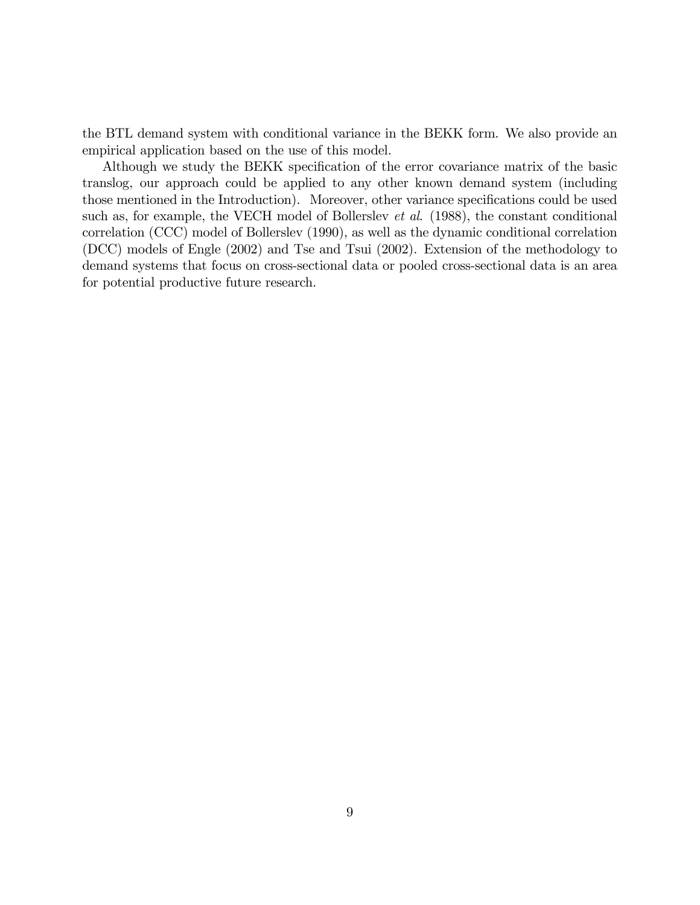the BTL demand system with conditional variance in the BEKK form. We also provide an empirical application based on the use of this model.

Although we study the BEKK specification of the error covariance matrix of the basic translog, our approach could be applied to any other known demand system (including those mentioned in the Introduction). Moreover, other variance specifications could be used such as, for example, the VECH model of Bollerslev *et al.* (1988), the constant conditional correlation (CCC) model of Bollerslev (1990), as well as the dynamic conditional correlation (DCC) models of Engle (2002) and Tse and Tsui (2002). Extension of the methodology to demand systems that focus on cross-sectional data or pooled cross-sectional data is an area for potential productive future research.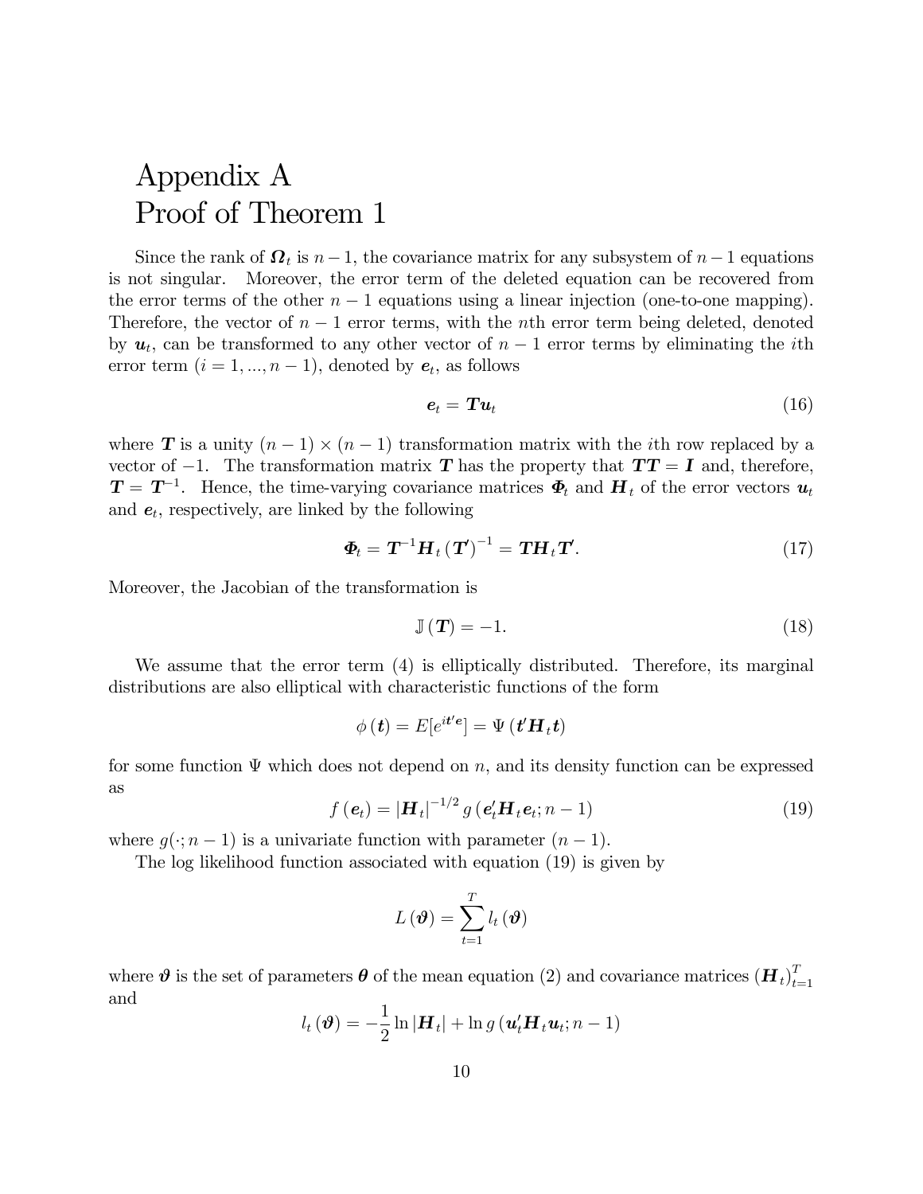# Appendix A
# Proof of Theorem 1

Since the rank of $\boldsymbol{\Omega}_t$ is $n-1$, the covariance matrix for any subsystem of $n-1$ equations is not singular. Moreover, the error term of the deleted equation can be recovered from the error terms of the other $n-1$ equations using a linear injection (one-to-one mapping). Therefore, the vector of $n-1$ error terms, with the $n$th error term being deleted, denoted by $\boldsymbol{u}_t$, can be transformed to any other vector of $n-1$ error terms by eliminating the $i$th error term ($i = 1, ..., n-1$), denoted by $\boldsymbol{e}_t$, as follows

$$\boldsymbol{e}_t = \boldsymbol{T}\boldsymbol{u}_t \tag{16}$$

where $\boldsymbol{T}$ is a unity $(n-1) \times (n-1)$ transformation matrix with the $i$th row replaced by a vector of $-1$. The transformation matrix $\boldsymbol{T}$ has the property that $\boldsymbol{TT} = \boldsymbol{I}$ and, therefore, $\boldsymbol{T} = \boldsymbol{T}^{-1}$. Hence, the time-varying covariance matrices $\boldsymbol{\Phi}_t$ and $\boldsymbol{H}_t$ of the error vectors $\boldsymbol{u}_t$ and $\boldsymbol{e}_t$, respectively, are linked by the following

$$\boldsymbol{\Phi}_t = \boldsymbol{T}^{-1}\boldsymbol{H}_t\left(\boldsymbol{T}'\right)^{-1} = \boldsymbol{T}\boldsymbol{H}_t\boldsymbol{T}'. \tag{17}$$

Moreover, the Jacobian of the transformation is

$$\mathbb{J}\left(\boldsymbol{T}\right) = -1. \tag{18}$$

We assume that the error term (4) is elliptically distributed. Therefore, its marginal distributions are also elliptical with characteristic functions of the form

$$\phi\left(\boldsymbol{t}\right) = E[e^{i\boldsymbol{t}'\boldsymbol{e}}] = \Psi\left(\boldsymbol{t}'\boldsymbol{H}_t\boldsymbol{t}\right)$$

for some function $\Psi$ which does not depend on $n$, and its density function can be expressed as

$$f\left(\boldsymbol{e}_t\right) = \left|\boldsymbol{H}_t\right|^{-1/2} g\left(\boldsymbol{e}_t'\boldsymbol{H}_t\boldsymbol{e}_t; n-1\right) \tag{19}$$

where $g(\cdot; n-1)$ is a univariate function with parameter $(n-1)$.

The log likelihood function associated with equation (19) is given by

$$L\left(\boldsymbol{\vartheta}\right) = \sum_{t=1}^{T} l_t\left(\boldsymbol{\vartheta}\right)$$

where $\boldsymbol{\vartheta}$ is the set of parameters $\boldsymbol{\theta}$ of the mean equation (2) and covariance matrices $\left(\boldsymbol{H}_t\right)_{t=1}^{T}$ and

$$l_t\left(\boldsymbol{\vartheta}\right) = -\frac{1}{2}\ln\left|\boldsymbol{H}_t\right| + \ln g\left(\boldsymbol{u}_t'\boldsymbol{H}_t\boldsymbol{u}_t; n-1\right)$$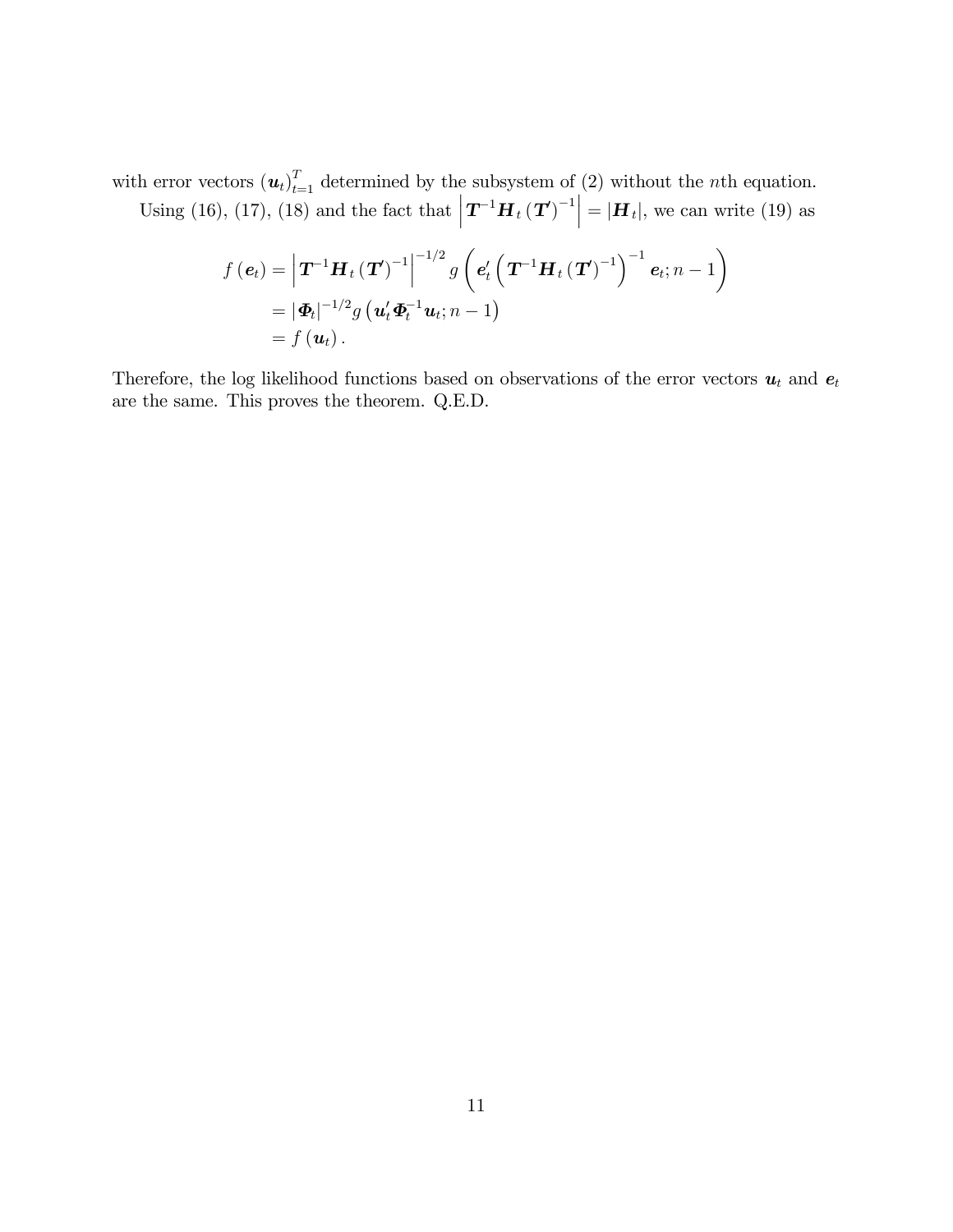with error vectors $(\boldsymbol{u}_t)_{t=1}^{T}$ determined by the subsystem of (2) without the $n$th equation.

Using (16), (17), (18) and the fact that $\left|\boldsymbol{T}^{-1}\boldsymbol{H}_t\left(\boldsymbol{T}'\right)^{-1}\right| = |\boldsymbol{H}_t|$, we can write (19) as

$$
\begin{aligned}
f\left(\boldsymbol{e}_t\right) &= \left|\boldsymbol{T}^{-1}\boldsymbol{H}_t\left(\boldsymbol{T}'\right)^{-1}\right|^{-1/2} g\left(\boldsymbol{e}_t'\left(\boldsymbol{T}^{-1}\boldsymbol{H}_t\left(\boldsymbol{T}'\right)^{-1}\right)^{-1}\boldsymbol{e}_t; n-1\right) \\
&= |\boldsymbol{\Phi}_t|^{-1/2} g\left(\boldsymbol{u}_t'\boldsymbol{\Phi}_t^{-1}\boldsymbol{u}_t; n-1\right) \\
&= f\left(\boldsymbol{u}_t\right).
\end{aligned}
$$

Therefore, the log likelihood functions based on observations of the error vectors $\boldsymbol{u}_t$ and $\boldsymbol{e}_t$ are the same. This proves the theorem. Q.E.D.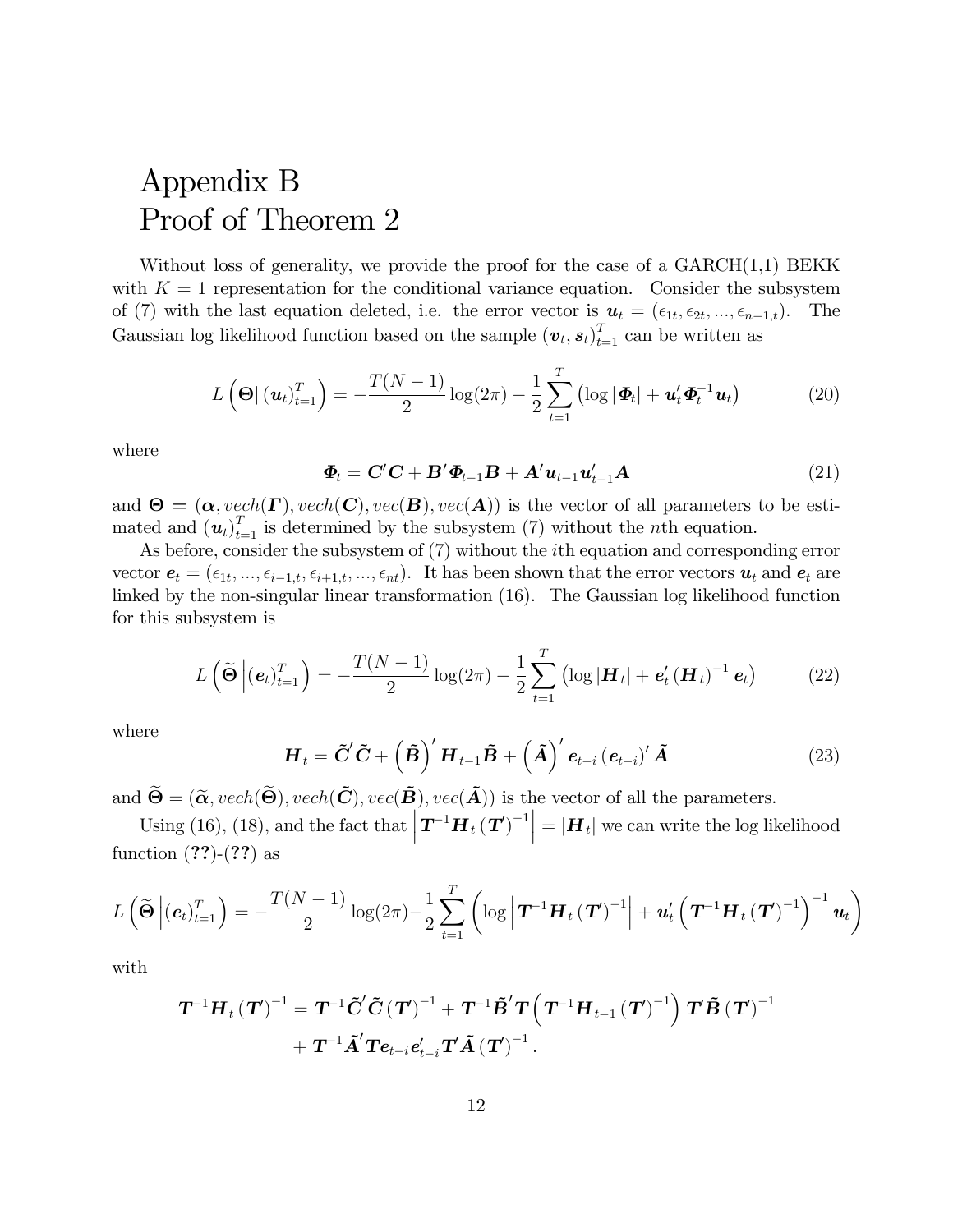# Appendix B
# Proof of Theorem 2

Without loss of generality, we provide the proof for the case of a GARCH(1,1) BEKK with $K = 1$ representation for the conditional variance equation. Consider the subsystem of (7) with the last equation deleted, i.e. the error vector is $\boldsymbol{u}_t = (\epsilon_{1t}, \epsilon_{2t}, ..., \epsilon_{n-1,t})$. The Gaussian log likelihood function based on the sample $(\boldsymbol{v}_t, \boldsymbol{s}_t)_{t=1}^{T}$ can be written as

$$L\left(\boldsymbol{\Theta} | \left(\boldsymbol{u}_t\right)_{t=1}^{T}\right) = -\frac{T(N-1)}{2}\log(2\pi) - \frac{1}{2}\sum_{t=1}^{T}\left(\log|\boldsymbol{\Phi}_t| + \boldsymbol{u}_t'\boldsymbol{\Phi}_t^{-1}\boldsymbol{u}_t\right) \tag{20}$$

where

$$\boldsymbol{\Phi}_t = \boldsymbol{C}'\boldsymbol{C} + \boldsymbol{B}'\boldsymbol{\Phi}_{t-1}\boldsymbol{B} + \boldsymbol{A}'\boldsymbol{u}_{t-1}\boldsymbol{u}_{t-1}'\boldsymbol{A} \tag{21}$$

and $\boldsymbol{\Theta} = (\boldsymbol{\alpha}, vech(\boldsymbol{\Gamma}), vech(\boldsymbol{C}), vec(\boldsymbol{B}), vec(\boldsymbol{A}))$ is the vector of all parameters to be estimated and $\left(\boldsymbol{u}_t\right)_{t=1}^{T}$ is determined by the subsystem (7) without the $n$th equation.

As before, consider the subsystem of (7) without the $i$th equation and corresponding error vector $\boldsymbol{e}_t = (\epsilon_{1t}, ..., \epsilon_{i-1,t}, \epsilon_{i+1,t}, ..., \epsilon_{nt})$. It has been shown that the error vectors $\boldsymbol{u}_t$ and $\boldsymbol{e}_t$ are linked by the non-singular linear transformation (16). The Gaussian log likelihood function for this subsystem is

$$L\left(\widetilde{\boldsymbol{\Theta}} \middle| \left(\boldsymbol{e}_t\right)_{t=1}^{T}\right) = -\frac{T(N-1)}{2}\log(2\pi) - \frac{1}{2}\sum_{t=1}^{T}\left(\log|\boldsymbol{H}_t| + \boldsymbol{e}_t'\left(\boldsymbol{H}_t\right)^{-1}\boldsymbol{e}_t\right) \tag{22}$$

where

$$\boldsymbol{H}_t = \tilde{\boldsymbol{C}}'\tilde{\boldsymbol{C}} + \left(\tilde{\boldsymbol{B}}\right)'\boldsymbol{H}_{t-1}\tilde{\boldsymbol{B}} + \left(\tilde{\boldsymbol{A}}\right)'\boldsymbol{e}_{t-i}\left(\boldsymbol{e}_{t-i}\right)'\tilde{\boldsymbol{A}} \tag{23}$$

and $\widetilde{\boldsymbol{\Theta}} = (\widetilde{\boldsymbol{\alpha}}, vech(\widetilde{\boldsymbol{\Theta}}), vech(\tilde{\boldsymbol{C}}), vec(\tilde{\boldsymbol{B}}), vec(\tilde{\boldsymbol{A}}))$ is the vector of all the parameters.

Using (16), (18), and the fact that $\left|\boldsymbol{T}^{-1}\boldsymbol{H}_t\left(\boldsymbol{T}'\right)^{-1}\right| = |\boldsymbol{H}_t|$ we can write the log likelihood function (**??**)-(**??**) as

$$L\left(\widetilde{\boldsymbol{\Theta}} \middle| \left(\boldsymbol{e}_t\right)_{t=1}^{T}\right) = -\frac{T(N-1)}{2}\log(2\pi) - \frac{1}{2}\sum_{t=1}^{T}\left(\log\left|\boldsymbol{T}^{-1}\boldsymbol{H}_t\left(\boldsymbol{T}'\right)^{-1}\right| + \boldsymbol{u}_t'\left(\boldsymbol{T}^{-1}\boldsymbol{H}_t\left(\boldsymbol{T}'\right)^{-1}\right)^{-1}\boldsymbol{u}_t\right)$$

with

$$\begin{aligned}
\boldsymbol{T}^{-1}\boldsymbol{H}_t\left(\boldsymbol{T}'\right)^{-1} &= \boldsymbol{T}^{-1}\tilde{\boldsymbol{C}}'\tilde{\boldsymbol{C}}\left(\boldsymbol{T}'\right)^{-1} + \boldsymbol{T}^{-1}\tilde{\boldsymbol{B}}'\boldsymbol{T}\left(\boldsymbol{T}^{-1}\boldsymbol{H}_{t-1}\left(\boldsymbol{T}'\right)^{-1}\right)\boldsymbol{T}'\tilde{\boldsymbol{B}}\left(\boldsymbol{T}'\right)^{-1} \\
&\quad + \boldsymbol{T}^{-1}\tilde{\boldsymbol{A}}'\boldsymbol{T}\boldsymbol{e}_{t-i}\boldsymbol{e}_{t-i}'\boldsymbol{T}'\tilde{\boldsymbol{A}}\left(\boldsymbol{T}'\right)^{-1}.
\end{aligned}$$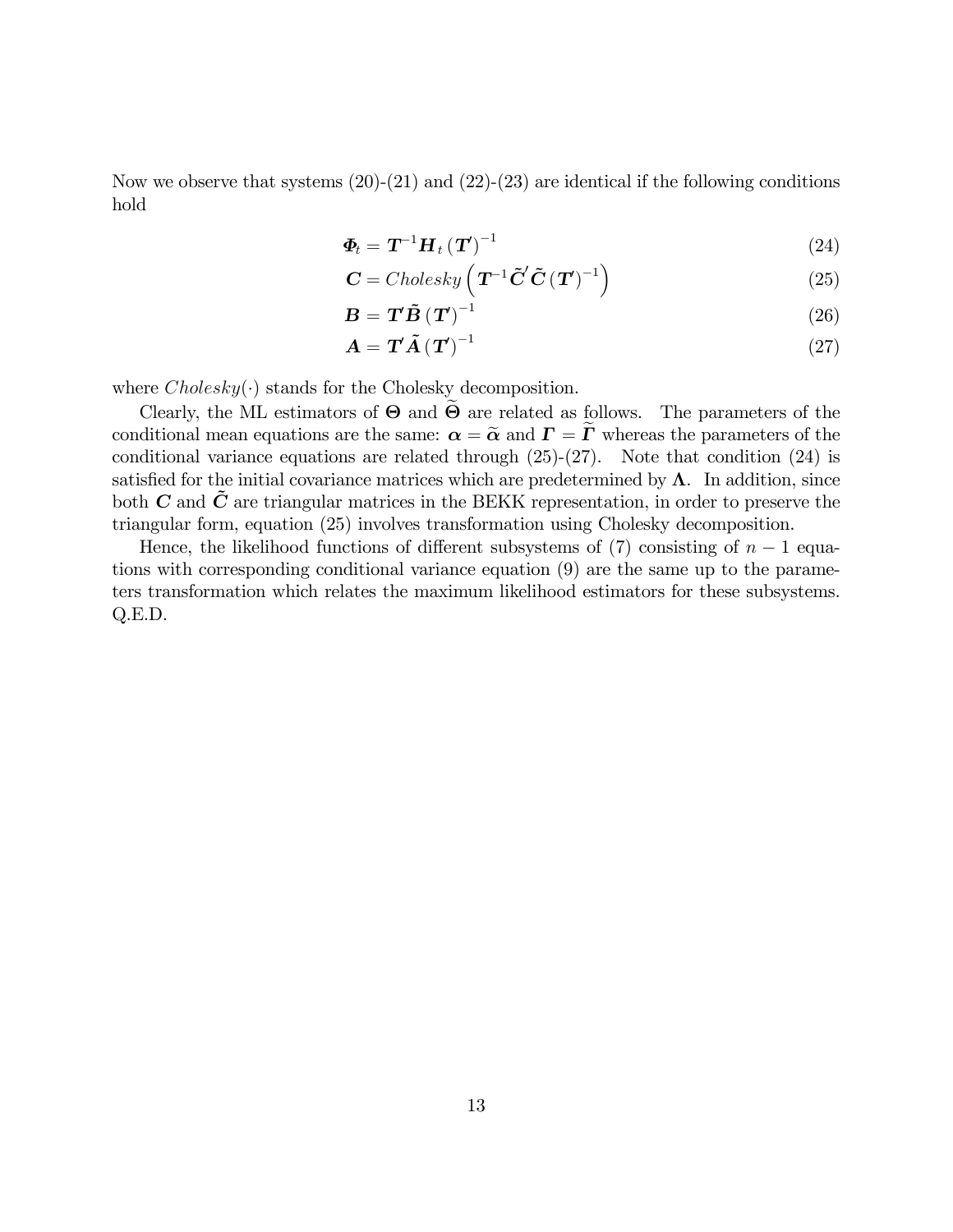Now we observe that systems (20)-(21) and (22)-(23) are identical if the following conditions hold

$$\boldsymbol{\Phi}_t = \boldsymbol{T}^{-1}\boldsymbol{H}_t\left(\boldsymbol{T}'\right)^{-1} \tag{24}$$

$$\boldsymbol{C} = Cholesky\left(\boldsymbol{T}^{-1}\tilde{\boldsymbol{C}}'\tilde{\boldsymbol{C}}\left(\boldsymbol{T}'\right)^{-1}\right) \tag{25}$$

$$\boldsymbol{B} = \boldsymbol{T}'\tilde{\boldsymbol{B}}\left(\boldsymbol{T}'\right)^{-1} \tag{26}$$

$$\boldsymbol{A} = \boldsymbol{T}'\tilde{\boldsymbol{A}}\left(\boldsymbol{T}'\right)^{-1} \tag{27}$$

where $Cholesky(\cdot)$ stands for the Cholesky decomposition.

Clearly, the ML estimators of $\boldsymbol{\Theta}$ and $\widetilde{\boldsymbol{\Theta}}$ are related as follows. The parameters of the conditional mean equations are the same: $\boldsymbol{\alpha} = \widetilde{\boldsymbol{\alpha}}$ and $\boldsymbol{\Gamma} = \widetilde{\boldsymbol{\Gamma}}$ whereas the parameters of the conditional variance equations are related through (25)-(27). Note that condition (24) is satisfied for the initial covariance matrices which are predetermined by $\boldsymbol{\Lambda}$. In addition, since both $\boldsymbol{C}$ and $\tilde{\boldsymbol{C}}$ are triangular matrices in the BEKK representation, in order to preserve the triangular form, equation (25) involves transformation using Cholesky decomposition.

Hence, the likelihood functions of different subsystems of (7) consisting of $n-1$ equations with corresponding conditional variance equation (9) are the same up to the parameters transformation which relates the maximum likelihood estimators for these subsystems. Q.E.D.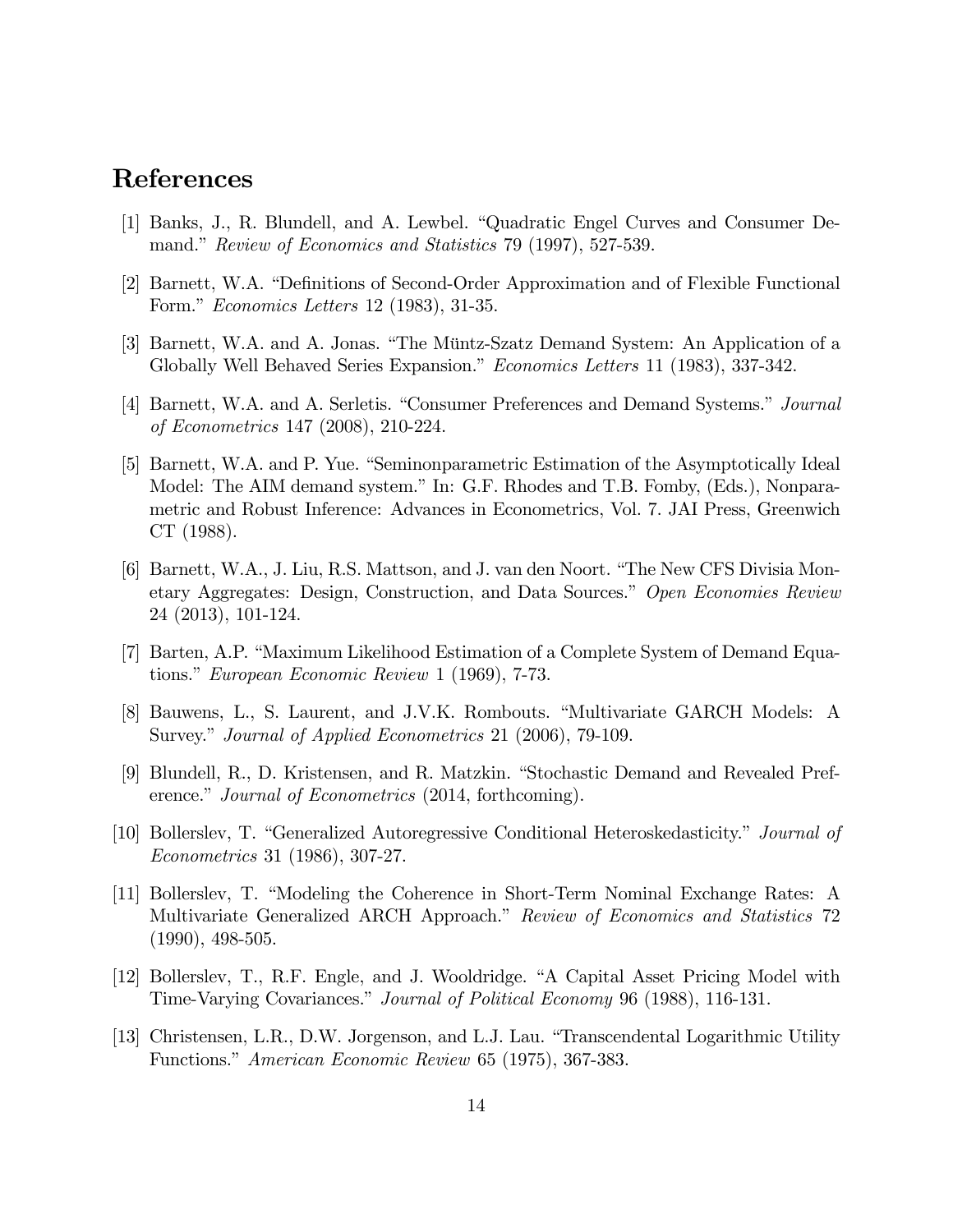# References

[1] Banks, J., R. Blundell, and A. Lewbel. "Quadratic Engel Curves and Consumer Demand." *Review of Economics and Statistics* 79 (1997), 527-539.

[2] Barnett, W.A. "Definitions of Second-Order Approximation and of Flexible Functional Form." *Economics Letters* 12 (1983), 31-35.

[3] Barnett, W.A. and A. Jonas. "The Müntz-Szatz Demand System: An Application of a Globally Well Behaved Series Expansion." *Economics Letters* 11 (1983), 337-342.

[4] Barnett, W.A. and A. Serletis. "Consumer Preferences and Demand Systems." *Journal of Econometrics* 147 (2008), 210-224.

[5] Barnett, W.A. and P. Yue. "Seminonparametric Estimation of the Asymptotically Ideal Model: The AIM demand system." In: G.F. Rhodes and T.B. Fomby, (Eds.), Nonparametric and Robust Inference: Advances in Econometrics, Vol. 7. JAI Press, Greenwich CT (1988).

[6] Barnett, W.A., J. Liu, R.S. Mattson, and J. van den Noort. "The New CFS Divisia Monetary Aggregates: Design, Construction, and Data Sources." *Open Economies Review* 24 (2013), 101-124.

[7] Barten, A.P. "Maximum Likelihood Estimation of a Complete System of Demand Equations." *European Economic Review* 1 (1969), 7-73.

[8] Bauwens, L., S. Laurent, and J.V.K. Rombouts. "Multivariate GARCH Models: A Survey." *Journal of Applied Econometrics* 21 (2006), 79-109.

[9] Blundell, R., D. Kristensen, and R. Matzkin. "Stochastic Demand and Revealed Preference." *Journal of Econometrics* (2014, forthcoming).

[10] Bollerslev, T. "Generalized Autoregressive Conditional Heteroskedasticity." *Journal of Econometrics* 31 (1986), 307-27.

[11] Bollerslev, T. "Modeling the Coherence in Short-Term Nominal Exchange Rates: A Multivariate Generalized ARCH Approach." *Review of Economics and Statistics* 72 (1990), 498-505.

[12] Bollerslev, T., R.F. Engle, and J. Wooldridge. "A Capital Asset Pricing Model with Time-Varying Covariances." *Journal of Political Economy* 96 (1988), 116-131.

[13] Christensen, L.R., D.W. Jorgenson, and L.J. Lau. "Transcendental Logarithmic Utility Functions." *American Economic Review* 65 (1975), 367-383.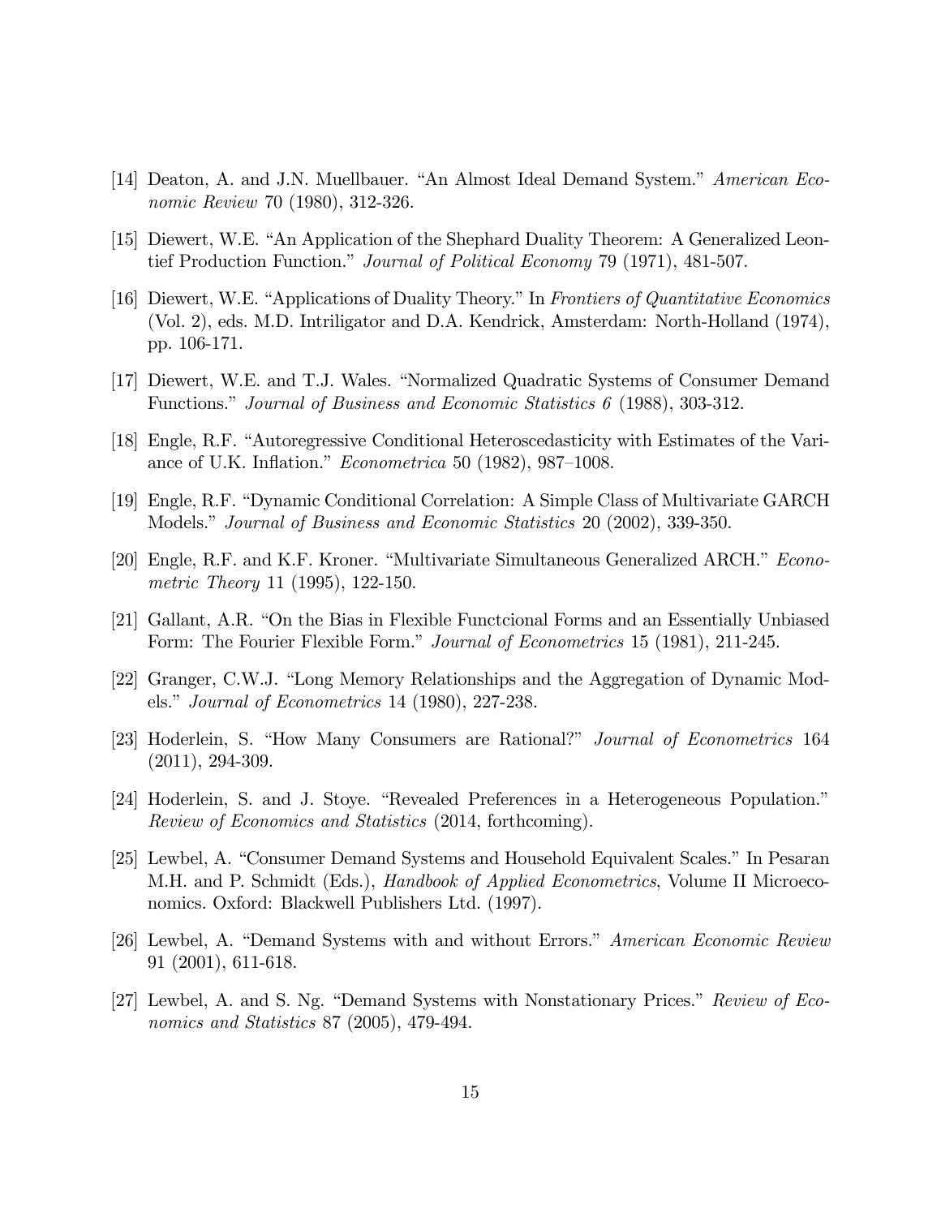[14] Deaton, A. and J.N. Muellbauer. "An Almost Ideal Demand System." *American Economic Review* 70 (1980), 312-326.

[15] Diewert, W.E. "An Application of the Shephard Duality Theorem: A Generalized Leontief Production Function." *Journal of Political Economy* 79 (1971), 481-507.

[16] Diewert, W.E. "Applications of Duality Theory." In *Frontiers of Quantitative Economics* (Vol. 2), eds. M.D. Intriligator and D.A. Kendrick, Amsterdam: North-Holland (1974), pp. 106-171.

[17] Diewert, W.E. and T.J. Wales. "Normalized Quadratic Systems of Consumer Demand Functions." *Journal of Business and Economic Statistics 6* (1988), 303-312.

[18] Engle, R.F. "Autoregressive Conditional Heteroscedasticity with Estimates of the Variance of U.K. Inflation." *Econometrica* 50 (1982), 987–1008.

[19] Engle, R.F. "Dynamic Conditional Correlation: A Simple Class of Multivariate GARCH Models." *Journal of Business and Economic Statistics* 20 (2002), 339-350.

[20] Engle, R.F. and K.F. Kroner. "Multivariate Simultaneous Generalized ARCH." *Econometric Theory* 11 (1995), 122-150.

[21] Gallant, A.R. "On the Bias in Flexible Functcional Forms and an Essentially Unbiased Form: The Fourier Flexible Form." *Journal of Econometrics* 15 (1981), 211-245.

[22] Granger, C.W.J. "Long Memory Relationships and the Aggregation of Dynamic Models." *Journal of Econometrics* 14 (1980), 227-238.

[23] Hoderlein, S. "How Many Consumers are Rational?" *Journal of Econometrics* 164 (2011), 294-309.

[24] Hoderlein, S. and J. Stoye. "Revealed Preferences in a Heterogeneous Population." *Review of Economics and Statistics* (2014, forthcoming).

[25] Lewbel, A. "Consumer Demand Systems and Household Equivalent Scales." In Pesaran M.H. and P. Schmidt (Eds.), *Handbook of Applied Econometrics*, Volume II Microeconomics. Oxford: Blackwell Publishers Ltd. (1997).

[26] Lewbel, A. "Demand Systems with and without Errors." *American Economic Review* 91 (2001), 611-618.

[27] Lewbel, A. and S. Ng. "Demand Systems with Nonstationary Prices." *Review of Economics and Statistics* 87 (2005), 479-494.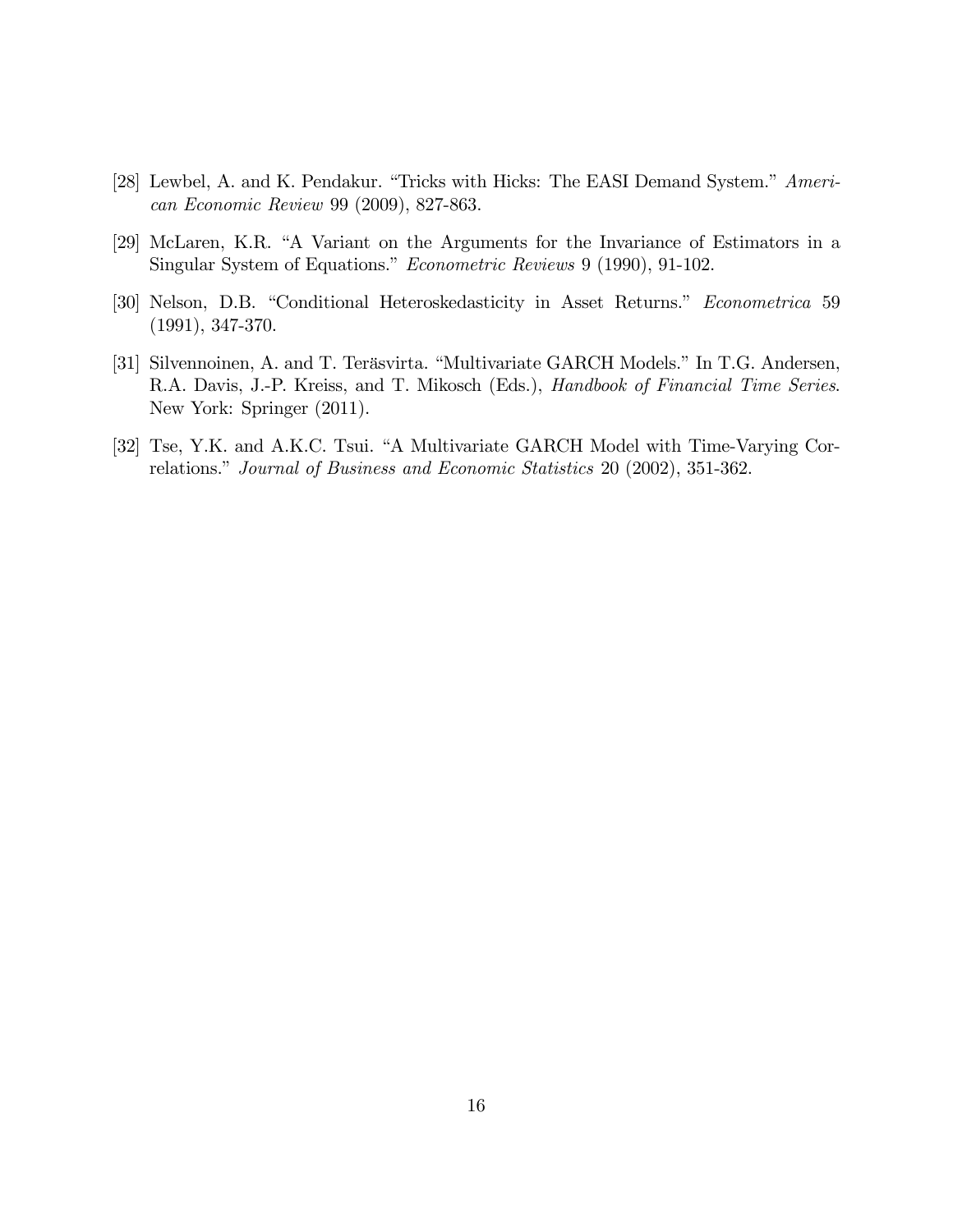[28] Lewbel, A. and K. Pendakur. "Tricks with Hicks: The EASI Demand System." *American Economic Review* 99 (2009), 827-863.

[29] McLaren, K.R. "A Variant on the Arguments for the Invariance of Estimators in a Singular System of Equations." *Econometric Reviews* 9 (1990), 91-102.

[30] Nelson, D.B. "Conditional Heteroskedasticity in Asset Returns." *Econometrica* 59 (1991), 347-370.

[31] Silvennoinen, A. and T. Teräsvirta. "Multivariate GARCH Models." In T.G. Andersen, R.A. Davis, J.-P. Kreiss, and T. Mikosch (Eds.), *Handbook of Financial Time Series*. New York: Springer (2011).

[32] Tse, Y.K. and A.K.C. Tsui. "A Multivariate GARCH Model with Time-Varying Correlations." *Journal of Business and Economic Statistics* 20 (2002), 351-362.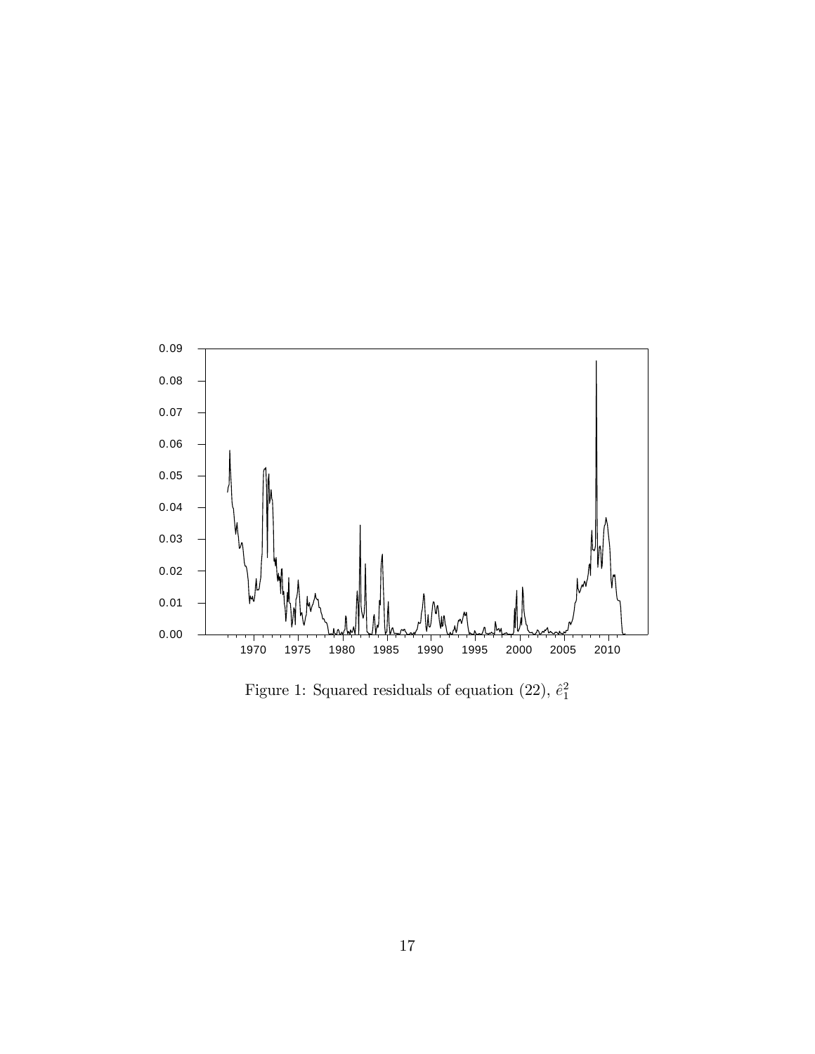Figure 1: Squared residuals of equation (22), $\hat{e}_1^2$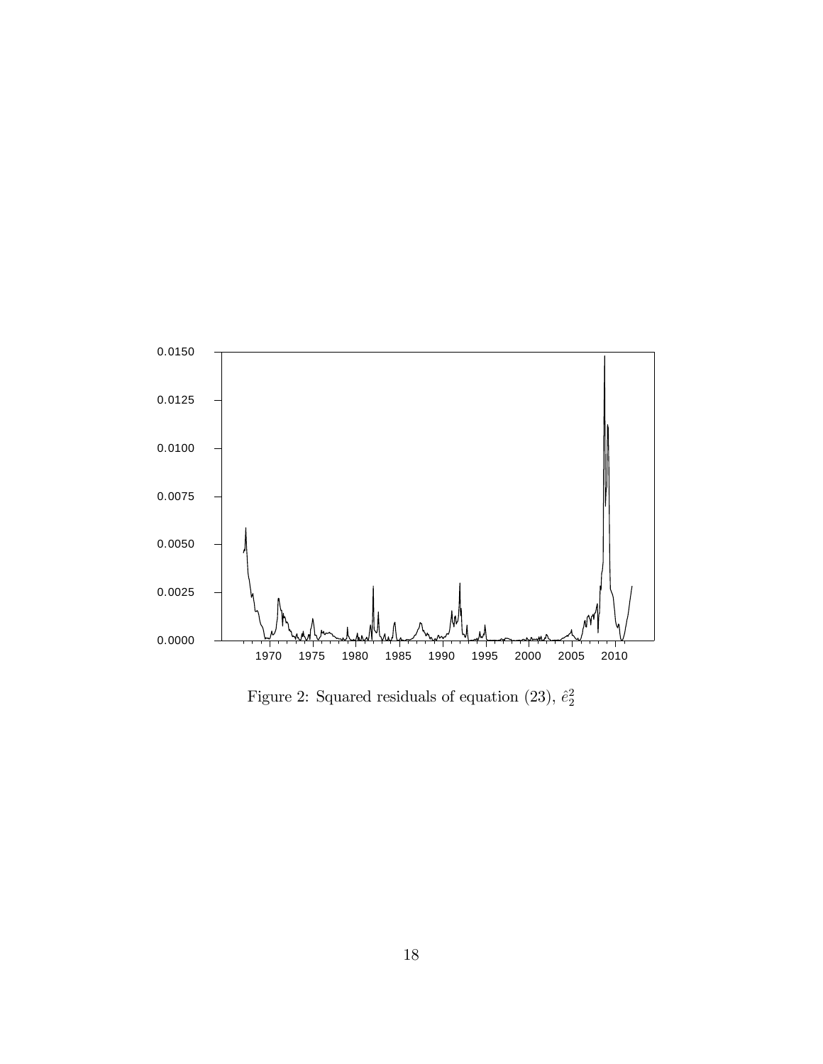Figure 2: Squared residuals of equation (23), $\hat{e}_2^2$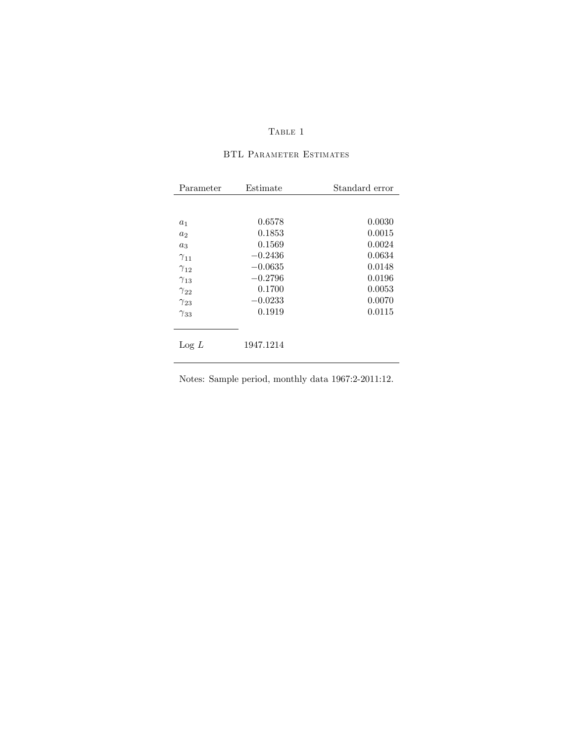# Table 1

## BTL Parameter Estimates

| Parameter | Estimate | Standard error |
|---|---|---|
| $a_1$ | 0.6578 | 0.0030 |
| $a_2$ | 0.1853 | 0.0015 |
| $a_3$ | 0.1569 | 0.0024 |
| $\gamma_{11}$ | $-0.2436$ | 0.0634 |
| $\gamma_{12}$ | $-0.0635$ | 0.0148 |
| $\gamma_{13}$ | $-0.2796$ | 0.0196 |
| $\gamma_{22}$ | 0.1700 | 0.0053 |
| $\gamma_{23}$ | $-0.0233$ | 0.0070 |
| $\gamma_{33}$ | 0.1919 | 0.0115 |
| Log $L$ | 1947.1214 | |

Notes: Sample period, monthly data 1967:2-2011:12.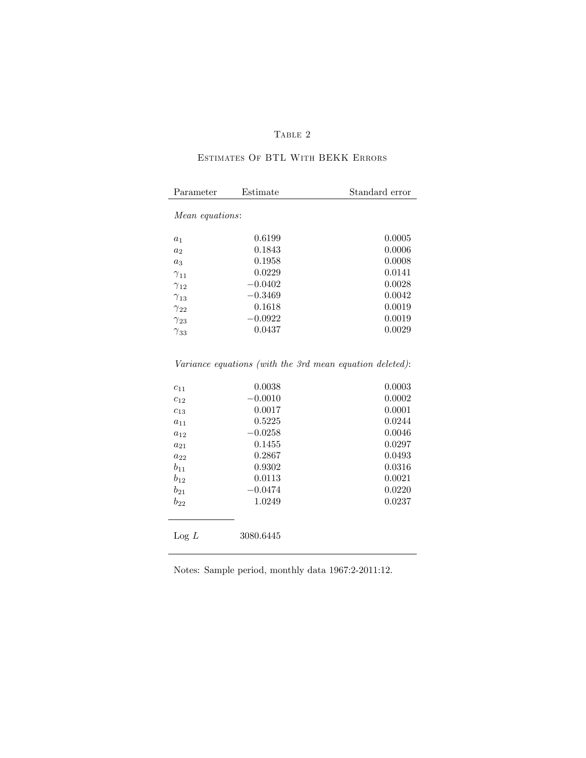# Table 2

## Estimates Of BTL With BEKK Errors

| Parameter | Estimate | Standard error |
|---|---|---|
| *Mean equations*: | | |
| $a_1$ | 0.6199 | 0.0005 |
| $a_2$ | 0.1843 | 0.0006 |
| $a_3$ | 0.1958 | 0.0008 |
| $\gamma_{11}$ | 0.0229 | 0.0141 |
| $\gamma_{12}$ | $-0.0402$ | 0.0028 |
| $\gamma_{13}$ | $-0.3469$ | 0.0042 |
| $\gamma_{22}$ | 0.1618 | 0.0019 |
| $\gamma_{23}$ | $-0.0922$ | 0.0019 |
| $\gamma_{33}$ | 0.0437 | 0.0029 |
| *Variance equations (with the 3rd mean equation deleted)*: | | |
| $c_{11}$ | 0.0038 | 0.0003 |
| $c_{12}$ | $-0.0010$ | 0.0002 |
| $c_{13}$ | 0.0017 | 0.0001 |
| $a_{11}$ | 0.5225 | 0.0244 |
| $a_{12}$ | $-0.0258$ | 0.0046 |
| $a_{21}$ | 0.1455 | 0.0297 |
| $a_{22}$ | 0.2867 | 0.0493 |
| $b_{11}$ | 0.9302 | 0.0316 |
| $b_{12}$ | 0.0113 | 0.0021 |
| $b_{21}$ | $-0.0474$ | 0.0220 |
| $b_{22}$ | 1.0249 | 0.0237 |
| Log $L$ | 3080.6445 | |

Notes: Sample period, monthly data 1967:2-2011:12.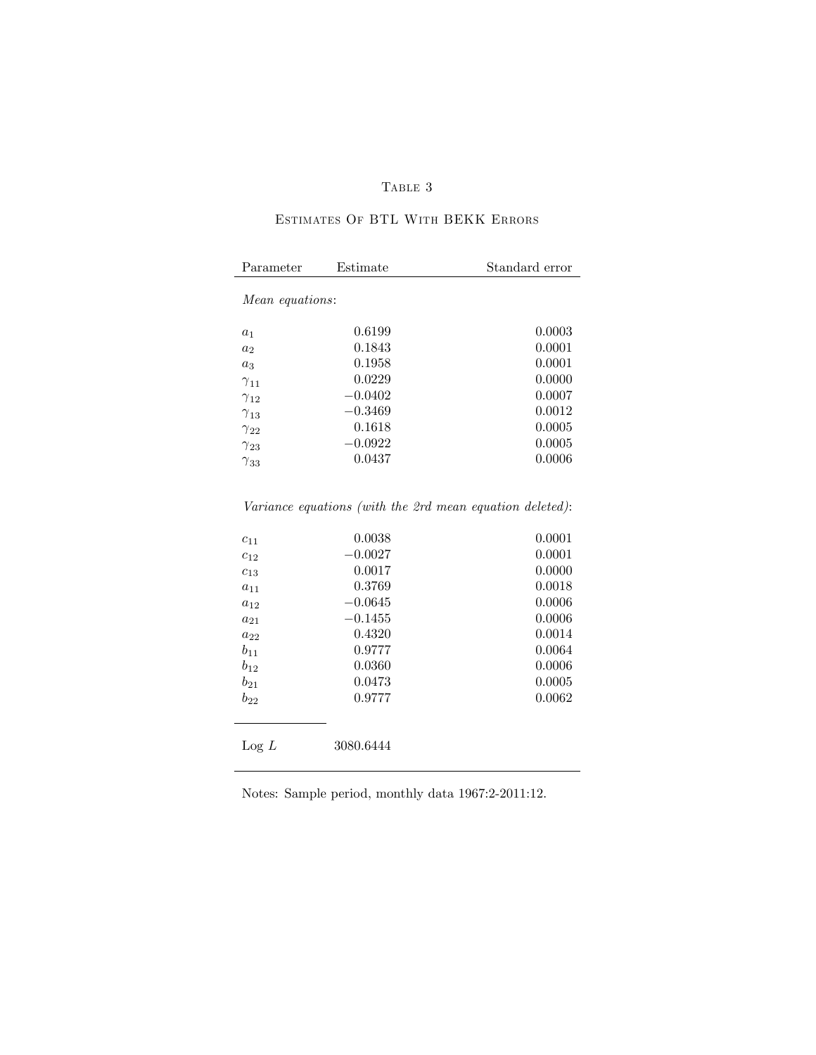# Table 3

## Estimates Of BTL With BEKK Errors

| Parameter | Estimate | Standard error |
|---|---|---|
| *Mean equations*: | | |
| $a_1$ | 0.6199 | 0.0003 |
| $a_2$ | 0.1843 | 0.0001 |
| $a_3$ | 0.1958 | 0.0001 |
| $\gamma_{11}$ | 0.0229 | 0.0000 |
| $\gamma_{12}$ | $-0.0402$ | 0.0007 |
| $\gamma_{13}$ | $-0.3469$ | 0.0012 |
| $\gamma_{22}$ | 0.1618 | 0.0005 |
| $\gamma_{23}$ | $-0.0922$ | 0.0005 |
| $\gamma_{33}$ | 0.0437 | 0.0006 |
| *Variance equations (with the 2rd mean equation deleted)*: | | |
| $c_{11}$ | 0.0038 | 0.0001 |
| $c_{12}$ | $-0.0027$ | 0.0001 |
| $c_{13}$ | 0.0017 | 0.0000 |
| $a_{11}$ | 0.3769 | 0.0018 |
| $a_{12}$ | $-0.0645$ | 0.0006 |
| $a_{21}$ | $-0.1455$ | 0.0006 |
| $a_{22}$ | 0.4320 | 0.0014 |
| $b_{11}$ | 0.9777 | 0.0064 |
| $b_{12}$ | 0.0360 | 0.0006 |
| $b_{21}$ | 0.0473 | 0.0005 |
| $b_{22}$ | 0.9777 | 0.0062 |
| Log $L$ | 3080.6444 | |

Notes: Sample period, monthly data 1967:2-2011:12.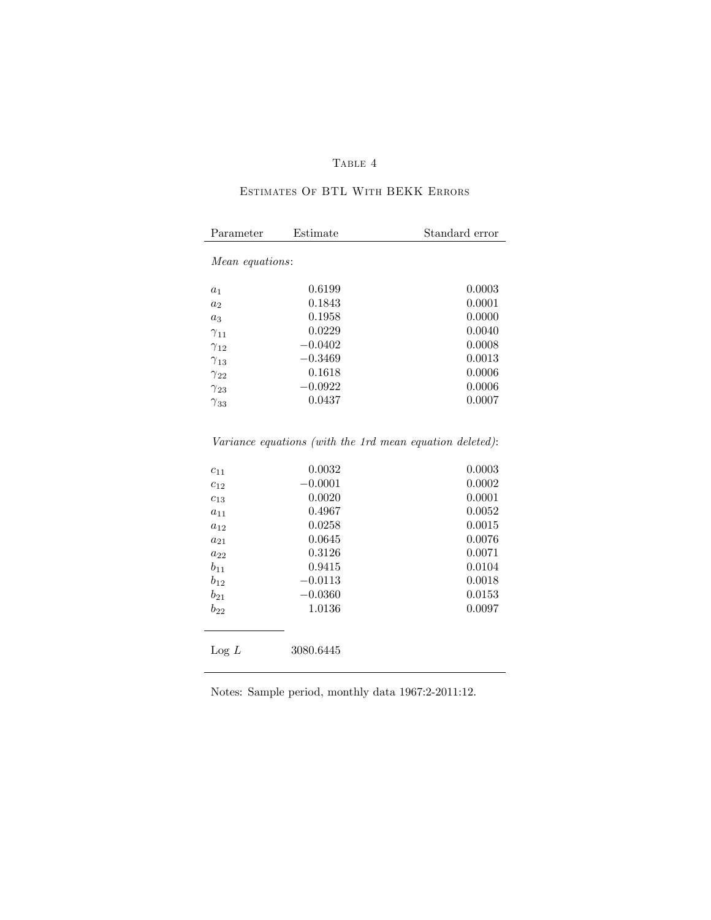TABLE 4

ESTIMATES OF BTL WITH BEKK ERRORS

| Parameter | Estimate | Standard error |
|---|---|---|
| *Mean equations*: | | |
| $a_1$ | 0.6199 | 0.0003 |
| $a_2$ | 0.1843 | 0.0001 |
| $a_3$ | 0.1958 | 0.0000 |
| $\gamma_{11}$ | 0.0229 | 0.0040 |
| $\gamma_{12}$ | $-0.0402$ | 0.0008 |
| $\gamma_{13}$ | $-0.3469$ | 0.0013 |
| $\gamma_{22}$ | 0.1618 | 0.0006 |
| $\gamma_{23}$ | $-0.0922$ | 0.0006 |
| $\gamma_{33}$ | 0.0437 | 0.0007 |
| *Variance equations (with the 1rd mean equation deleted)*: | | |
| $c_{11}$ | 0.0032 | 0.0003 |
| $c_{12}$ | $-0.0001$ | 0.0002 |
| $c_{13}$ | 0.0020 | 0.0001 |
| $a_{11}$ | 0.4967 | 0.0052 |
| $a_{12}$ | 0.0258 | 0.0015 |
| $a_{21}$ | 0.0645 | 0.0076 |
| $a_{22}$ | 0.3126 | 0.0071 |
| $b_{11}$ | 0.9415 | 0.0104 |
| $b_{12}$ | $-0.0113$ | 0.0018 |
| $b_{21}$ | $-0.0360$ | 0.0153 |
| $b_{22}$ | 1.0136 | 0.0097 |
| Log $L$ | 3080.6445 | |

Notes: Sample period, monthly data 1967:2-2011:12.